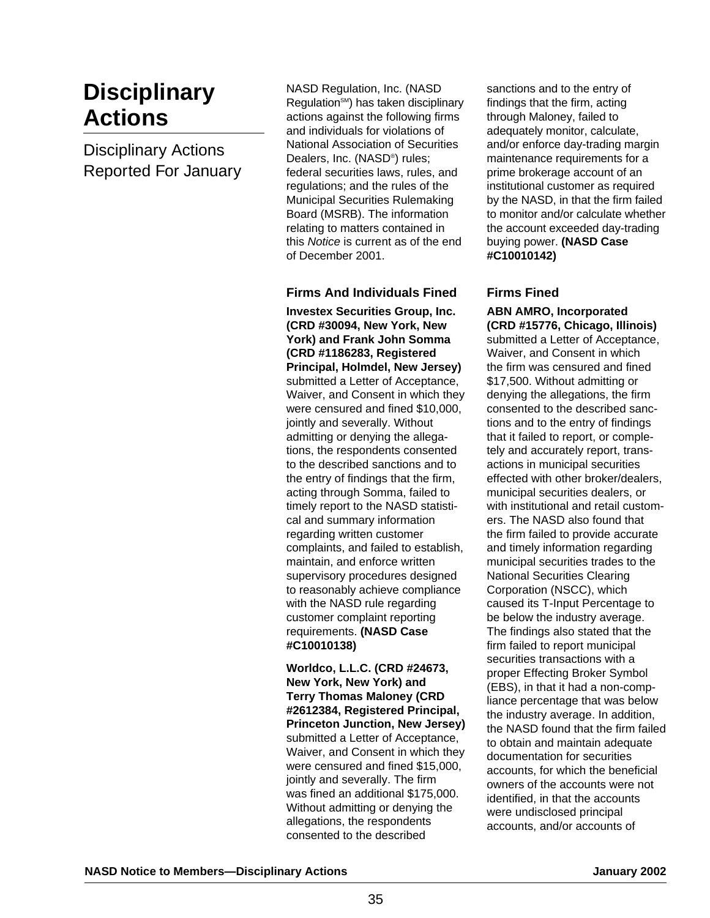# Disciplinary Actions

Disciplinary Actions Reported For January

NASD Regulation, Inc. (NASD Regulation℠) has taken disciplinary actions against the following firms and individuals for violations of National Association of Securities Dealers, Inc. (NASD®) rules; federal securities laws, rules, and regulations; and the rules of the Municipal Securities Rulemaking Board (MSRB). The information relating to matters contained in this *Notice* is current as of the end of December 2001.

### Firms And Individuals Fined

**Investex Securities Group, Inc. (CRD #30094, New York, New York) and Frank John Somma (CRD #1186283, Registered Principal, Holmdel, New Jersey)** submitted a Letter of Acceptance, Waiver, and Consent in which they were censured and fined $10,000, jointly and severally. Without admitting or denying the allegations, the respondents consented to the described sanctions and to the entry of findings that the firm, acting through Somma, failed to timely report to the NASD statistical and summary information regarding written customer complaints, and failed to establish, maintain, and enforce written supervisory procedures designed to reasonably achieve compliance with the NASD rule regarding customer complaint reporting requirements. **(NASD Case #C10010138)**

**Worldco, L.L.C. (CRD #24673, New York, New York) and Terry Thomas Maloney (CRD #2612384, Registered Principal, Princeton Junction, New Jersey)** submitted a Letter of Acceptance, Waiver, and Consent in which they were censured and fined $15,000, jointly and severally. The firm was fined an additional $175,000. Without admitting or denying the allegations, the respondents consented to the described sanctions and to the entry of findings that the firm, acting through Maloney, failed to adequately monitor, calculate, and/or enforce day-trading margin maintenance requirements for a prime brokerage account of an institutional customer as required by the NASD, in that the firm failed to monitor and/or calculate whether the account exceeded day-trading buying power. **(NASD Case #C10010142)**

### Firms Fined

**ABN AMRO, Incorporated (CRD #15776, Chicago, Illinois)** submitted a Letter of Acceptance, Waiver, and Consent in which the firm was censured and fined $17,500. Without admitting or denying the allegations, the firm consented to the described sanctions and to the entry of findings that it failed to report, or completely and accurately report, transactions in municipal securities effected with other broker/dealers, municipal securities dealers, or with institutional and retail customers. The NASD also found that the firm failed to provide accurate and timely information regarding municipal securities trades to the National Securities Clearing Corporation (NSCC), which caused its T-Input Percentage to be below the industry average. The findings also stated that the firm failed to report municipal securities transactions with a proper Effecting Broker Symbol (EBS), in that it had a non-compliance percentage that was below the industry average. In addition, the NASD found that the firm failed to obtain and maintain adequate documentation for securities accounts, for which the beneficial owners of the accounts were not identified, in that the accounts were undisclosed principal accounts, and/or accounts of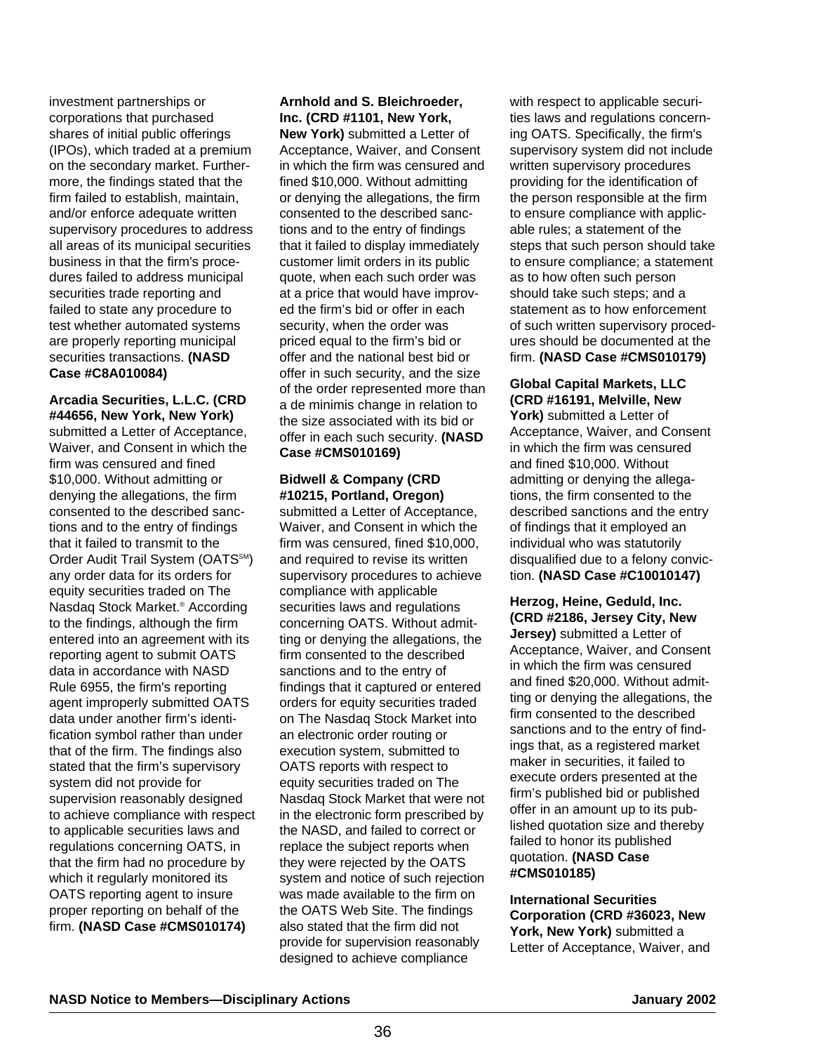investment partnerships or corporations that purchased shares of initial public offerings (IPOs), which traded at a premium on the secondary market. Furthermore, the findings stated that the firm failed to establish, maintain, and/or enforce adequate written supervisory procedures to address all areas of its municipal securities business in that the firm's procedures failed to address municipal securities trade reporting and failed to state any procedure to test whether automated systems are properly reporting municipal securities transactions. **(NASD Case #C8A010084)**

**Arcadia Securities, L.L.C. (CRD #44656, New York, New York)** submitted a Letter of Acceptance, Waiver, and Consent in which the firm was censured and fined $10,000. Without admitting or denying the allegations, the firm consented to the described sanctions and to the entry of findings that it failed to transmit to the Order Audit Trail System (OATS℠) any order data for its orders for equity securities traded on The Nasdaq Stock Market.® According to the findings, although the firm entered into an agreement with its reporting agent to submit OATS data in accordance with NASD Rule 6955, the firm's reporting agent improperly submitted OATS data under another firm's identification symbol rather than under that of the firm. The findings also stated that the firm's supervisory system did not provide for supervision reasonably designed to achieve compliance with respect to applicable securities laws and regulations concerning OATS, in that the firm had no procedure by which it regularly monitored its OATS reporting agent to insure proper reporting on behalf of the firm. **(NASD Case #CMS010174)**

**Arnhold and S. Bleichroeder, Inc. (CRD #1101, New York, New York)** submitted a Letter of Acceptance, Waiver, and Consent in which the firm was censured and fined $10,000. Without admitting or denying the allegations, the firm consented to the described sanctions and to the entry of findings that it failed to display immediately customer limit orders in its public quote, when each such order was at a price that would have improved the firm's bid or offer in each security, when the order was priced equal to the firm's bid or offer and the national best bid or offer in such security, and the size of the order represented more than a de minimis change in relation to the size associated with its bid or offer in each such security. **(NASD Case #CMS010169)**

**Bidwell & Company (CRD #10215, Portland, Oregon)** submitted a Letter of Acceptance, Waiver, and Consent in which the firm was censured, fined $10,000, and required to revise its written supervisory procedures to achieve compliance with applicable securities laws and regulations concerning OATS. Without admitting or denying the allegations, the firm consented to the described sanctions and to the entry of findings that it captured or entered orders for equity securities traded on The Nasdaq Stock Market into an electronic order routing or execution system, submitted to OATS reports with respect to equity securities traded on The Nasdaq Stock Market that were not in the electronic form prescribed by the NASD, and failed to correct or replace the subject reports when they were rejected by the OATS system and notice of such rejection was made available to the firm on the OATS Web Site. The findings also stated that the firm did not provide for supervision reasonably designed to achieve compliance with respect to applicable securities laws and regulations concerning OATS. Specifically, the firm's supervisory system did not include written supervisory procedures providing for the identification of the person responsible at the firm to ensure compliance with applicable rules; a statement of the steps that such person should take to ensure compliance; a statement as to how often such person should take such steps; and a statement as to how enforcement of such written supervisory procedures should be documented at the firm. **(NASD Case #CMS010179)**

**Global Capital Markets, LLC (CRD #16191, Melville, New York)** submitted a Letter of Acceptance, Waiver, and Consent in which the firm was censured and fined $10,000. Without admitting or denying the allegations, the firm consented to the described sanctions and the entry of findings that it employed an individual who was statutorily disqualified due to a felony conviction. **(NASD Case #C10010147)**

**Herzog, Heine, Geduld, Inc. (CRD #2186, Jersey City, New Jersey)** submitted a Letter of Acceptance, Waiver, and Consent in which the firm was censured and fined $20,000. Without admitting or denying the allegations, the firm consented to the described sanctions and to the entry of findings that, as a registered market maker in securities, it failed to execute orders presented at the firm's published bid or published offer in an amount up to its published quotation size and thereby failed to honor its published quotation. **(NASD Case #CMS010185)**

**International Securities Corporation (CRD #36023, New York, New York)** submitted a Letter of Acceptance, Waiver, and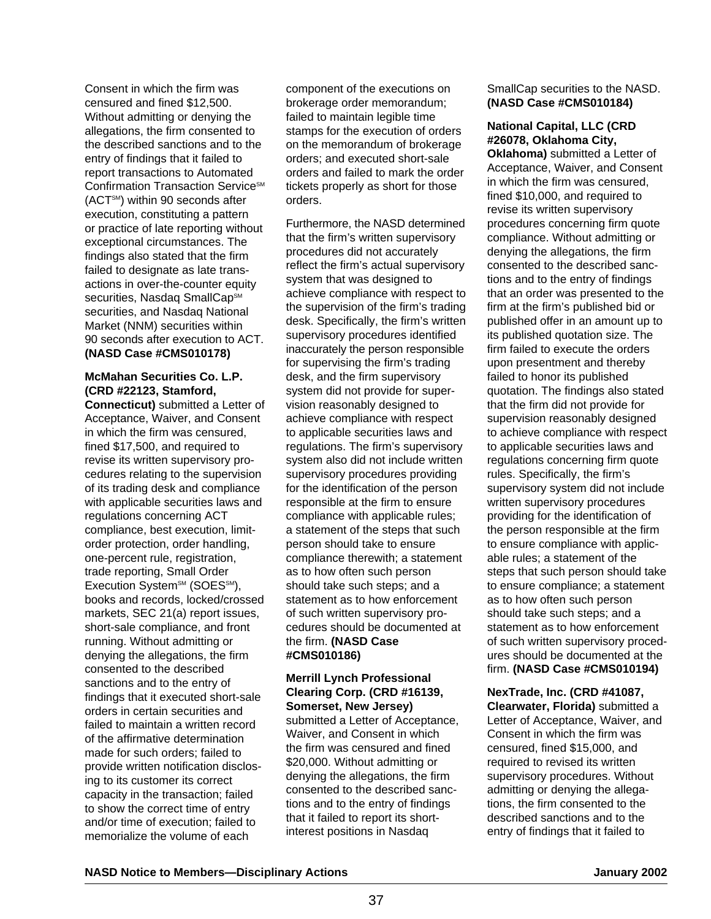Consent in which the firm was censured and fined $12,500. Without admitting or denying the allegations, the firm consented to the described sanctions and to the entry of findings that it failed to report transactions to Automated Confirmation Transaction Service℠ (ACT℠) within 90 seconds after execution, constituting a pattern or practice of late reporting without exceptional circumstances. The findings also stated that the firm failed to designate as late transactions in over-the-counter equity securities, Nasdaq SmallCap℠ securities, and Nasdaq National Market (NNM) securities within 90 seconds after execution to ACT. **(NASD Case #CMS010178)**

**McMahan Securities Co. L.P. (CRD #22123, Stamford, Connecticut)** submitted a Letter of Acceptance, Waiver, and Consent in which the firm was censured, fined $17,500, and required to revise its written supervisory procedures relating to the supervision of its trading desk and compliance with applicable securities laws and regulations concerning ACT compliance, best execution, limit-order protection, order handling, one-percent rule, registration, trade reporting, Small Order Execution System℠ (SOES℠), books and records, locked/crossed markets, SEC 21(a) report issues, short-sale compliance, and front running. Without admitting or denying the allegations, the firm consented to the described sanctions and to the entry of findings that it executed short-sale orders in certain securities and failed to maintain a written record of the affirmative determination made for such orders; failed to provide written notification disclosing to its customer its correct capacity in the transaction; failed to show the correct time of entry and/or time of execution; failed to memorialize the volume of each component of the executions on brokerage order memorandum; failed to maintain legible time stamps for the execution of orders on the memorandum of brokerage orders; and executed short-sale orders and failed to mark the order tickets properly as short for those orders.

Furthermore, the NASD determined that the firm's written supervisory procedures did not accurately reflect the firm's actual supervisory system that was designed to achieve compliance with respect to the supervision of the firm's trading desk. Specifically, the firm's written supervisory procedures identified inaccurately the person responsible for supervising the firm's trading desk, and the firm supervisory system did not provide for supervision reasonably designed to achieve compliance with respect to applicable securities laws and regulations. The firm's supervisory system also did not include written supervisory procedures providing for the identification of the person responsible at the firm to ensure compliance with applicable rules; a statement of the steps that such person should take to ensure compliance therewith; a statement as to how often such person should take such steps; and a statement as to how enforcement of such written supervisory procedures should be documented at the firm. **(NASD Case #CMS010186)**

**Merrill Lynch Professional Clearing Corp. (CRD #16139, Somerset, New Jersey)** submitted a Letter of Acceptance, Waiver, and Consent in which the firm was censured and fined $20,000. Without admitting or denying the allegations, the firm consented to the described sanctions and to the entry of findings that it failed to report its short-interest positions in Nasdaq SmallCap securities to the NASD. **(NASD Case #CMS010184)**

**National Capital, LLC (CRD #26078, Oklahoma City, Oklahoma)** submitted a Letter of Acceptance, Waiver, and Consent in which the firm was censured, fined $10,000, and required to revise its written supervisory procedures concerning firm quote compliance. Without admitting or denying the allegations, the firm consented to the described sanctions and to the entry of findings that an order was presented to the firm at the firm's published bid or published offer in an amount up to its published quotation size. The firm failed to execute the orders upon presentment and thereby failed to honor its published quotation. The findings also stated that the firm did not provide for supervision reasonably designed to achieve compliance with respect to applicable securities laws and regulations concerning firm quote rules. Specifically, the firm's supervisory system did not include written supervisory procedures providing for the identification of the person responsible at the firm to ensure compliance with applicable rules; a statement of the steps that such person should take to ensure compliance; a statement as to how often such person should take such steps; and a statement as to how enforcement of such written supervisory procedures should be documented at the firm. **(NASD Case #CMS010194)**

**NexTrade, Inc. (CRD #41087, Clearwater, Florida)** submitted a Letter of Acceptance, Waiver, and Consent in which the firm was censured, fined $15,000, and required to revised its written supervisory procedures. Without admitting or denying the allegations, the firm consented to the described sanctions and to the entry of findings that it failed to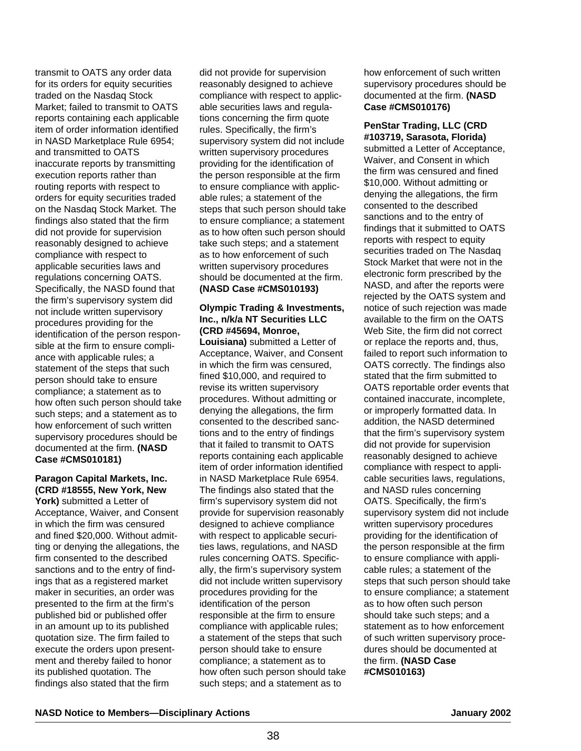transmit to OATS any order data for its orders for equity securities traded on the Nasdaq Stock Market; failed to transmit to OATS reports containing each applicable item of order information identified in NASD Marketplace Rule 6954; and transmitted to OATS inaccurate reports by transmitting execution reports rather than routing reports with respect to orders for equity securities traded on the Nasdaq Stock Market. The findings also stated that the firm did not provide for supervision reasonably designed to achieve compliance with respect to applicable securities laws and regulations concerning OATS. Specifically, the NASD found that the firm's supervisory system did not include written supervisory procedures providing for the identification of the person responsible at the firm to ensure compliance with applicable rules; a statement of the steps that such person should take to ensure compliance; a statement as to how often such person should take such steps; and a statement as to how enforcement of such written supervisory procedures should be documented at the firm. **(NASD Case #CMS010181)**

**Paragon Capital Markets, Inc. (CRD #18555, New York, New York)** submitted a Letter of Acceptance, Waiver, and Consent in which the firm was censured and fined $20,000. Without admitting or denying the allegations, the firm consented to the described sanctions and to the entry of findings that as a registered market maker in securities, an order was presented to the firm at the firm's published bid or published offer in an amount up to its published quotation size. The firm failed to execute the orders upon presentment and thereby failed to honor its published quotation. The findings also stated that the firm did not provide for supervision reasonably designed to achieve compliance with respect to applicable securities laws and regulations concerning the firm quote rules. Specifically, the firm's supervisory system did not include written supervisory procedures providing for the identification of the person responsible at the firm to ensure compliance with applicable rules; a statement of the steps that such person should take to ensure compliance; a statement as to how often such person should take such steps; and a statement as to how enforcement of such written supervisory procedures should be documented at the firm. **(NASD Case #CMS010193)**

**Olympic Trading & Investments, Inc., n/k/a NT Securities LLC (CRD #45694, Monroe, Louisiana)** submitted a Letter of Acceptance, Waiver, and Consent in which the firm was censured, fined $10,000, and required to revise its written supervisory procedures. Without admitting or denying the allegations, the firm consented to the described sanctions and to the entry of findings that it failed to transmit to OATS reports containing each applicable item of order information identified in NASD Marketplace Rule 6954. The findings also stated that the firm's supervisory system did not provide for supervision reasonably designed to achieve compliance with respect to applicable securities laws, regulations, and NASD rules concerning OATS. Specifically, the firm's supervisory system did not include written supervisory procedures providing for the identification of the person responsible at the firm to ensure compliance with applicable rules; a statement of the steps that such person should take to ensure compliance; a statement as to how often such person should take such steps; and a statement as to how enforcement of such written supervisory procedures should be documented at the firm. **(NASD Case #CMS010176)**

**PenStar Trading, LLC (CRD #103719, Sarasota, Florida)** submitted a Letter of Acceptance, Waiver, and Consent in which the firm was censured and fined $10,000. Without admitting or denying the allegations, the firm consented to the described sanctions and to the entry of findings that it submitted to OATS reports with respect to equity securities traded on The Nasdaq Stock Market that were not in the electronic form prescribed by the NASD, and after the reports were rejected by the OATS system and notice of such rejection was made available to the firm on the OATS Web Site, the firm did not correct or replace the reports and, thus, failed to report such information to OATS correctly. The findings also stated that the firm submitted to OATS reportable order events that contained inaccurate, incomplete, or improperly formatted data. In addition, the NASD determined that the firm's supervisory system did not provide for supervision reasonably designed to achieve compliance with respect to applicable securities laws, regulations, and NASD rules concerning OATS. Specifically, the firm's supervisory system did not include written supervisory procedures providing for the identification of the person responsible at the firm to ensure compliance with applicable rules; a statement of the steps that such person should take to ensure compliance; a statement as to how often such person should take such steps; and a statement as to how enforcement of such written supervisory procedures should be documented at the firm. **(NASD Case #CMS010163)**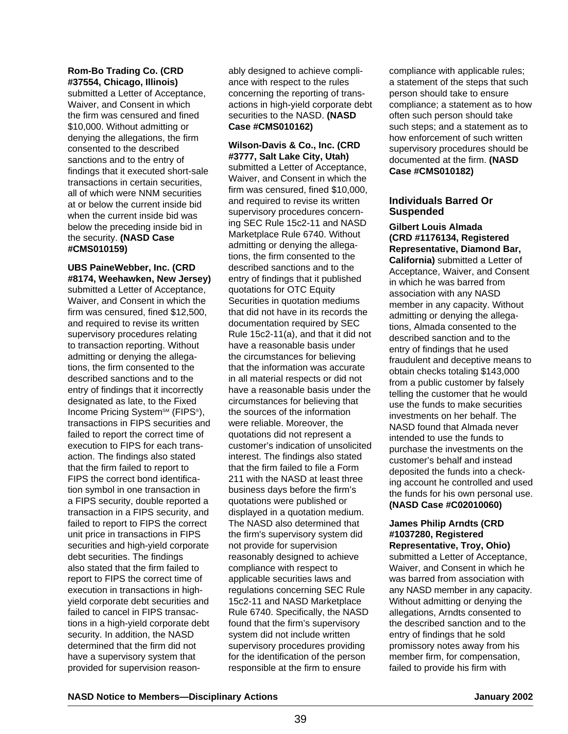**Rom-Bo Trading Co. (CRD #37554, Chicago, Illinois)** submitted a Letter of Acceptance, Waiver, and Consent in which the firm was censured and fined $10,000. Without admitting or denying the allegations, the firm consented to the described sanctions and to the entry of findings that it executed short-sale transactions in certain securities, all of which were NNM securities at or below the current inside bid when the current inside bid was below the preceding inside bid in the security. **(NASD Case #CMS010159)**

**UBS PaineWebber, Inc. (CRD #8174, Weehawken, New Jersey)** submitted a Letter of Acceptance, Waiver, and Consent in which the firm was censured, fined $12,500, and required to revise its written supervisory procedures relating to transaction reporting. Without admitting or denying the allegations, the firm consented to the described sanctions and to the entry of findings that it incorrectly designated as late, to the Fixed Income Pricing System℠ (FIPS®), transactions in FIPS securities and failed to report the correct time of execution to FIPS for each transaction. The findings also stated that the firm failed to report to FIPS the correct bond identification symbol in one transaction in a FIPS security, double reported a transaction in a FIPS security, and failed to report to FIPS the correct unit price in transactions in FIPS securities and high-yield corporate debt securities. The findings also stated that the firm failed to report to FIPS the correct time of execution in transactions in high-yield corporate debt securities and failed to cancel in FIPS transactions in a high-yield corporate debt security. In addition, the NASD determined that the firm did not have a supervisory system that provided for supervision reasonably designed to achieve compliance with respect to the rules concerning the reporting of transactions in high-yield corporate debt securities to the NASD. **(NASD Case #CMS010162)**

**Wilson-Davis & Co., Inc. (CRD #3777, Salt Lake City, Utah)** submitted a Letter of Acceptance, Waiver, and Consent in which the firm was censured, fined $10,000, and required to revise its written supervisory procedures concerning SEC Rule 15c2-11 and NASD Marketplace Rule 6740. Without admitting or denying the allegations, the firm consented to the described sanctions and to the entry of findings that it published quotations for OTC Equity Securities in quotation mediums that did not have in its records the documentation required by SEC Rule 15c2-11(a), and that it did not have a reasonable basis under the circumstances for believing that the information was accurate in all material respects or did not have a reasonable basis under the circumstances for believing that the sources of the information were reliable. Moreover, the quotations did not represent a customer's indication of unsolicited interest. The findings also stated that the firm failed to file a Form 211 with the NASD at least three business days before the firm's quotations were published or displayed in a quotation medium. The NASD also determined that the firm's supervisory system did not provide for supervision reasonably designed to achieve compliance with respect to applicable securities laws and regulations concerning SEC Rule 15c2-11 and NASD Marketplace Rule 6740. Specifically, the NASD found that the firm's supervisory system did not include written supervisory procedures providing for the identification of the person responsible at the firm to ensure compliance with applicable rules; a statement of the steps that such person should take to ensure compliance; a statement as to how often such person should take such steps; and a statement as to how enforcement of such written supervisory procedures should be documented at the firm. **(NASD Case #CMS010182)**

## Individuals Barred Or Suspended

**Gilbert Louis Almada (CRD #1176134, Registered Representative, Diamond Bar, California)** submitted a Letter of Acceptance, Waiver, and Consent in which he was barred from association with any NASD member in any capacity. Without admitting or denying the allegations, Almada consented to the described sanction and to the entry of findings that he used fraudulent and deceptive means to obtain checks totaling $143,000 from a public customer by falsely telling the customer that he would use the funds to make securities investments on her behalf. The NASD found that Almada never intended to use the funds to purchase the investments on the customer's behalf and instead deposited the funds into a checking account he controlled and used the funds for his own personal use. **(NASD Case #C02010060)**

**James Philip Arndts (CRD #1037280, Registered Representative, Troy, Ohio)** submitted a Letter of Acceptance, Waiver, and Consent in which he was barred from association with any NASD member in any capacity. Without admitting or denying the allegations, Arndts consented to the described sanction and to the entry of findings that he sold promissory notes away from his member firm, for compensation, failed to provide his firm with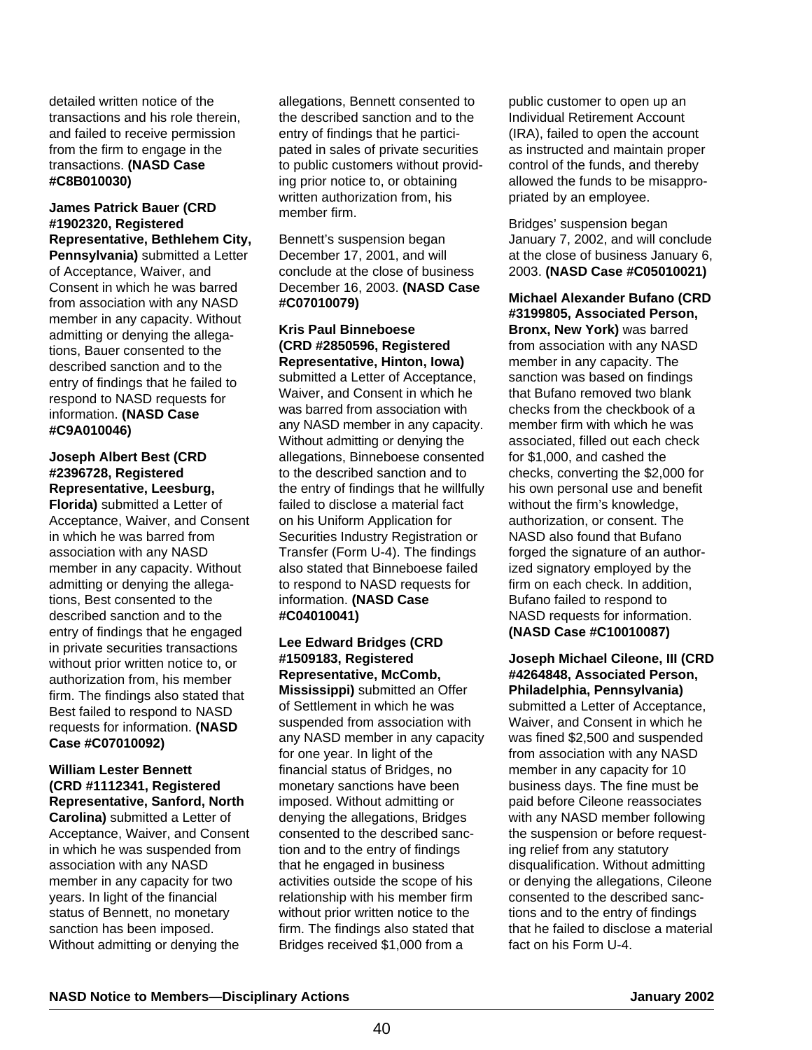detailed written notice of the transactions and his role therein, and failed to receive permission from the firm to engage in the transactions. **(NASD Case #C8B010030)**

**James Patrick Bauer (CRD #1902320, Registered Representative, Bethlehem City, Pennsylvania)** submitted a Letter of Acceptance, Waiver, and Consent in which he was barred from association with any NASD member in any capacity. Without admitting or denying the allegations, Bauer consented to the described sanction and to the entry of findings that he failed to respond to NASD requests for information. **(NASD Case #C9A010046)**

**Joseph Albert Best (CRD #2396728, Registered Representative, Leesburg, Florida)** submitted a Letter of Acceptance, Waiver, and Consent in which he was barred from association with any NASD member in any capacity. Without admitting or denying the allegations, Best consented to the described sanction and to the entry of findings that he engaged in private securities transactions without prior written notice to, or authorization from, his member firm. The findings also stated that Best failed to respond to NASD requests for information. **(NASD Case #C07010092)**

**William Lester Bennett (CRD #1112341, Registered Representative, Sanford, North Carolina)** submitted a Letter of Acceptance, Waiver, and Consent in which he was suspended from association with any NASD member in any capacity for two years. In light of the financial status of Bennett, no monetary sanction has been imposed. Without admitting or denying the allegations, Bennett consented to the described sanction and to the entry of findings that he participated in sales of private securities to public customers without providing prior notice to, or obtaining written authorization from, his member firm.

Bennett's suspension began December 17, 2001, and will conclude at the close of business December 16, 2003. **(NASD Case #C07010079)**

**Kris Paul Binneboese (CRD #2850596, Registered Representative, Hinton, Iowa)** submitted a Letter of Acceptance, Waiver, and Consent in which he was barred from association with any NASD member in any capacity. Without admitting or denying the allegations, Binneboese consented to the described sanction and to the entry of findings that he willfully failed to disclose a material fact on his Uniform Application for Securities Industry Registration or Transfer (Form U-4). The findings also stated that Binneboese failed to respond to NASD requests for information. **(NASD Case #C04010041)**

**Lee Edward Bridges (CRD #1509183, Registered Representative, McComb, Mississippi)** submitted an Offer of Settlement in which he was suspended from association with any NASD member in any capacity for one year. In light of the financial status of Bridges, no monetary sanctions have been imposed. Without admitting or denying the allegations, Bridges consented to the described sanction and to the entry of findings that he engaged in business activities outside the scope of his relationship with his member firm without prior written notice to the firm. The findings also stated that Bridges received $1,000 from a public customer to open up an Individual Retirement Account (IRA), failed to open the account as instructed and maintain proper control of the funds, and thereby allowed the funds to be misappropriated by an employee.

Bridges' suspension began January 7, 2002, and will conclude at the close of business January 6, 2003. **(NASD Case #C05010021)**

**Michael Alexander Bufano (CRD #3199805, Associated Person, Bronx, New York)** was barred from association with any NASD member in any capacity. The sanction was based on findings that Bufano removed two blank checks from the checkbook of a member firm with which he was associated, filled out each check for $1,000, and cashed the checks, converting the $2,000 for his own personal use and benefit without the firm's knowledge, authorization, or consent. The NASD also found that Bufano forged the signature of an authorized signatory employed by the firm on each check. In addition, Bufano failed to respond to NASD requests for information. **(NASD Case #C10010087)**

**Joseph Michael Cileone, III (CRD #4264848, Associated Person, Philadelphia, Pennsylvania)** submitted a Letter of Acceptance, Waiver, and Consent in which he was fined $2,500 and suspended from association with any NASD member in any capacity for 10 business days. The fine must be paid before Cileone reassociates with any NASD member following the suspension or before requesting relief from any statutory disqualification. Without admitting or denying the allegations, Cileone consented to the described sanctions and to the entry of findings that he failed to disclose a material fact on his Form U-4.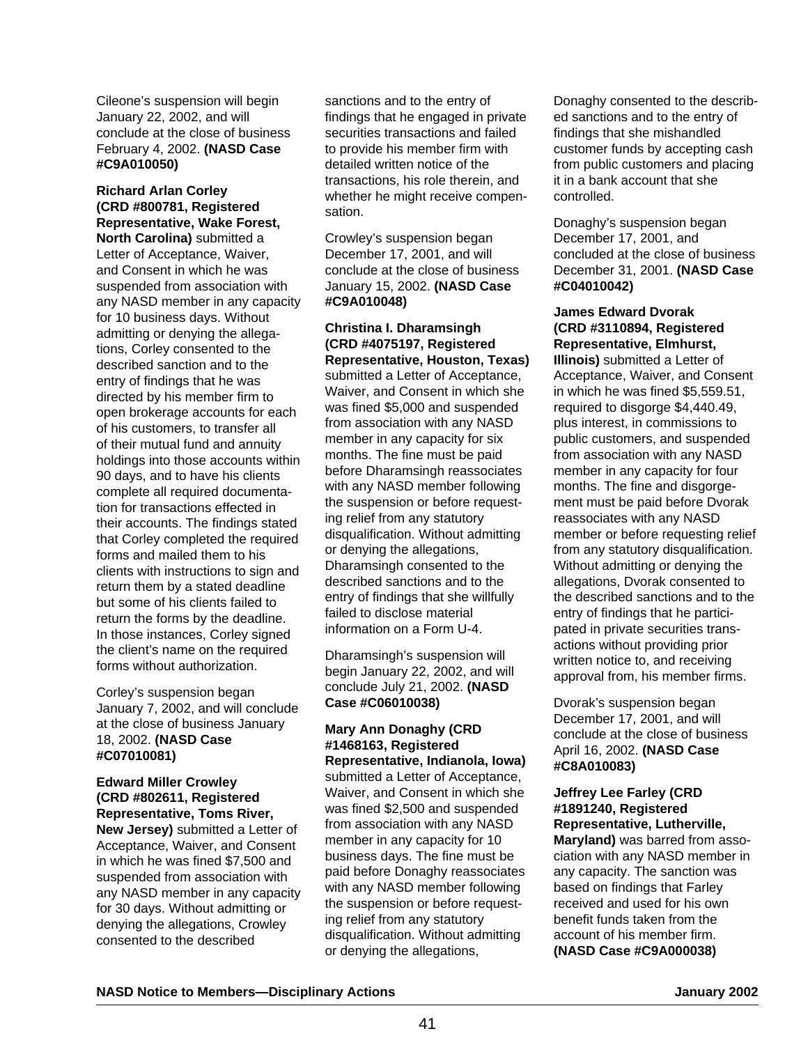Cileone's suspension will begin January 22, 2002, and will conclude at the close of business February 4, 2002. **(NASD Case #C9A010050)**

**Richard Arlan Corley (CRD #800781, Registered Representative, Wake Forest, North Carolina)** submitted a Letter of Acceptance, Waiver, and Consent in which he was suspended from association with any NASD member in any capacity for 10 business days. Without admitting or denying the allegations, Corley consented to the described sanction and to the entry of findings that he was directed by his member firm to open brokerage accounts for each of his customers, to transfer all of their mutual fund and annuity holdings into those accounts within 90 days, and to have his clients complete all required documentation for transactions effected in their accounts. The findings stated that Corley completed the required forms and mailed them to his clients with instructions to sign and return them by a stated deadline but some of his clients failed to return the forms by the deadline. In those instances, Corley signed the client's name on the required forms without authorization.

Corley's suspension began January 7, 2002, and will conclude at the close of business January 18, 2002. **(NASD Case #C07010081)**

**Edward Miller Crowley (CRD #802611, Registered Representative, Toms River, New Jersey)** submitted a Letter of Acceptance, Waiver, and Consent in which he was fined $7,500 and suspended from association with any NASD member in any capacity for 30 days. Without admitting or denying the allegations, Crowley consented to the described sanctions and to the entry of findings that he engaged in private securities transactions and failed to provide his member firm with detailed written notice of the transactions, his role therein, and whether he might receive compensation.

Crowley's suspension began December 17, 2001, and will conclude at the close of business January 15, 2002. **(NASD Case #C9A010048)**

**Christina I. Dharamsingh (CRD #4075197, Registered Representative, Houston, Texas)** submitted a Letter of Acceptance, Waiver, and Consent in which she was fined $5,000 and suspended from association with any NASD member in any capacity for six months. The fine must be paid before Dharamsingh reassociates with any NASD member following the suspension or before requesting relief from any statutory disqualification. Without admitting or denying the allegations, Dharamsingh consented to the described sanctions and to the entry of findings that she willfully failed to disclose material information on a Form U-4.

Dharamsingh's suspension will begin January 22, 2002, and will conclude July 21, 2002. **(NASD Case #C06010038)**

**Mary Ann Donaghy (CRD #1468163, Registered Representative, Indianola, Iowa)** submitted a Letter of Acceptance, Waiver, and Consent in which she was fined $2,500 and suspended from association with any NASD member in any capacity for 10 business days. The fine must be paid before Donaghy reassociates with any NASD member following the suspension or before requesting relief from any statutory disqualification. Without admitting or denying the allegations, Donaghy consented to the described sanctions and to the entry of findings that she mishandled customer funds by accepting cash from public customers and placing it in a bank account that she controlled.

Donaghy's suspension began December 17, 2001, and concluded at the close of business December 31, 2001. **(NASD Case #C04010042)**

**James Edward Dvorak (CRD #3110894, Registered Representative, Elmhurst, Illinois)** submitted a Letter of Acceptance, Waiver, and Consent in which he was fined $5,559.51, required to disgorge $4,440.49, plus interest, in commissions to public customers, and suspended from association with any NASD member in any capacity for four months. The fine and disgorgement must be paid before Dvorak reassociates with any NASD member or before requesting relief from any statutory disqualification. Without admitting or denying the allegations, Dvorak consented to the described sanctions and to the entry of findings that he participated in private securities transactions without providing prior written notice to, and receiving approval from, his member firms.

Dvorak's suspension began December 17, 2001, and will conclude at the close of business April 16, 2002. **(NASD Case #C8A010083)**

**Jeffrey Lee Farley (CRD #1891240, Registered Representative, Lutherville, Maryland)** was barred from association with any NASD member in any capacity. The sanction was based on findings that Farley received and used for his own benefit funds taken from the account of his member firm. **(NASD Case #C9A000038)**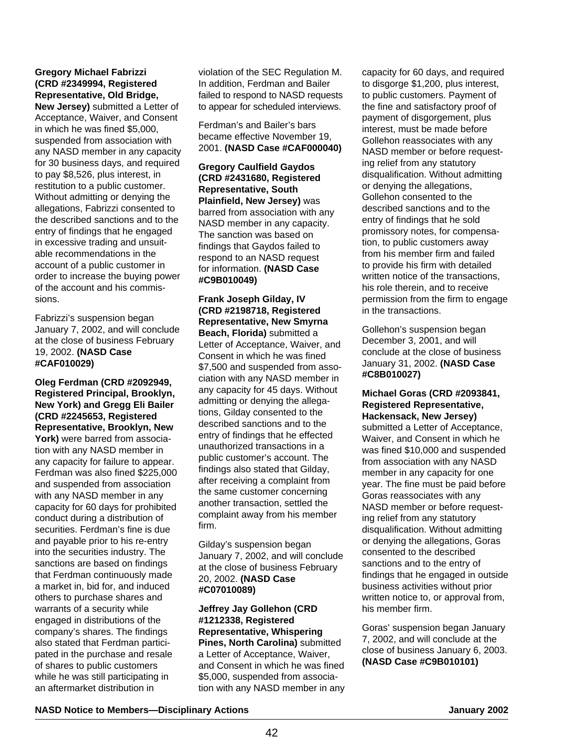**Gregory Michael Fabrizzi (CRD #2349994, Registered Representative, Old Bridge, New Jersey)** submitted a Letter of Acceptance, Waiver, and Consent in which he was fined $5,000, suspended from association with any NASD member in any capacity for 30 business days, and required to pay $8,526, plus interest, in restitution to a public customer. Without admitting or denying the allegations, Fabrizzi consented to the described sanctions and to the entry of findings that he engaged in excessive trading and unsuitable recommendations in the account of a public customer in order to increase the buying power of the account and his commissions.

Fabrizzi's suspension began January 7, 2002, and will conclude at the close of business February 19, 2002. **(NASD Case #CAF010029)**

**Oleg Ferdman (CRD #2092949, Registered Principal, Brooklyn, New York) and Gregg Eli Bailer (CRD #2245653, Registered Representative, Brooklyn, New York)** were barred from association with any NASD member in any capacity for failure to appear. Ferdman was also fined $225,000 and suspended from association with any NASD member in any capacity for 60 days for prohibited conduct during a distribution of securities. Ferdman's fine is due and payable prior to his re-entry into the securities industry. The sanctions are based on findings that Ferdman continuously made a market in, bid for, and induced others to purchase shares and warrants of a security while engaged in distributions of the company's shares. The findings also stated that Ferdman participated in the purchase and resale of shares to public customers while he was still participating in an aftermarket distribution in violation of the SEC Regulation M. In addition, Ferdman and Bailer failed to respond to NASD requests to appear for scheduled interviews.

Ferdman's and Bailer's bars became effective November 19, 2001. **(NASD Case #CAF000040)**

**Gregory Caulfield Gaydos (CRD #2431680, Registered Representative, South Plainfield, New Jersey)** was barred from association with any NASD member in any capacity. The sanction was based on findings that Gaydos failed to respond to an NASD request for information. **(NASD Case #C9B010049)**

**Frank Joseph Gilday, IV (CRD #2198718, Registered Representative, New Smyrna Beach, Florida)** submitted a Letter of Acceptance, Waiver, and Consent in which he was fined $7,500 and suspended from association with any NASD member in any capacity for 45 days. Without admitting or denying the allegations, Gilday consented to the described sanctions and to the entry of findings that he effected unauthorized transactions in a public customer's account. The findings also stated that Gilday, after receiving a complaint from the same customer concerning another transaction, settled the complaint away from his member firm.

Gilday's suspension began January 7, 2002, and will conclude at the close of business February 20, 2002. **(NASD Case #C07010089)**

**Jeffrey Jay Gollehon (CRD #1212338, Registered Representative, Whispering Pines, North Carolina)** submitted a Letter of Acceptance, Waiver, and Consent in which he was fined $5,000, suspended from association with any NASD member in any capacity for 60 days, and required to disgorge $1,200, plus interest, to public customers. Payment of the fine and satisfactory proof of payment of disgorgement, plus interest, must be made before Gollehon reassociates with any NASD member or before requesting relief from any statutory disqualification. Without admitting or denying the allegations, Gollehon consented to the described sanctions and to the entry of findings that he sold promissory notes, for compensation, to public customers away from his member firm and failed to provide his firm with detailed written notice of the transactions, his role therein, and to receive permission from the firm to engage in the transactions.

Gollehon's suspension began December 3, 2001, and will conclude at the close of business January 31, 2002. **(NASD Case #C8B010027)**

**Michael Goras (CRD #2093841, Registered Representative, Hackensack, New Jersey)** submitted a Letter of Acceptance, Waiver, and Consent in which he was fined $10,000 and suspended from association with any NASD member in any capacity for one year. The fine must be paid before Goras reassociates with any NASD member or before requesting relief from any statutory disqualification. Without admitting or denying the allegations, Goras consented to the described sanctions and to the entry of findings that he engaged in outside business activities without prior written notice to, or approval from, his member firm.

Goras' suspension began January 7, 2002, and will conclude at the close of business January 6, 2003. **(NASD Case #C9B010101)**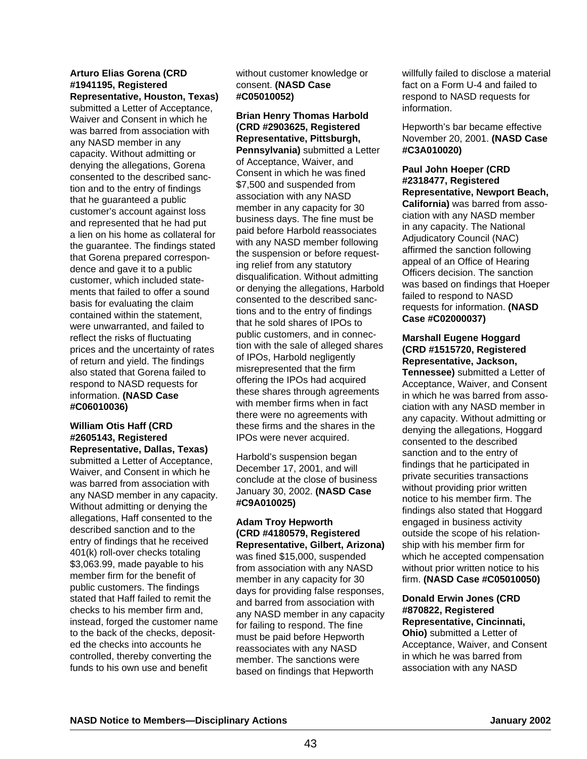**Arturo Elias Gorena (CRD #1941195, Registered Representative, Houston, Texas)** submitted a Letter of Acceptance, Waiver and Consent in which he was barred from association with any NASD member in any capacity. Without admitting or denying the allegations, Gorena consented to the described sanction and to the entry of findings that he guaranteed a public customer's account against loss and represented that he had put a lien on his home as collateral for the guarantee. The findings stated that Gorena prepared correspondence and gave it to a public customer, which included statements that failed to offer a sound basis for evaluating the claim contained within the statement, were unwarranted, and failed to reflect the risks of fluctuating prices and the uncertainty of rates of return and yield. The findings also stated that Gorena failed to respond to NASD requests for information. **(NASD Case #C06010036)**

**William Otis Haff (CRD #2605143, Registered Representative, Dallas, Texas)** submitted a Letter of Acceptance, Waiver, and Consent in which he was barred from association with any NASD member in any capacity. Without admitting or denying the allegations, Haff consented to the described sanction and to the entry of findings that he received 401(k) roll-over checks totaling $3,063.99, made payable to his member firm for the benefit of public customers. The findings stated that Haff failed to remit the checks to his member firm and, instead, forged the customer name to the back of the checks, deposited the checks into accounts he controlled, thereby converting the funds to his own use and benefit without customer knowledge or consent. **(NASD Case #C05010052)**

**Brian Henry Thomas Harbold (CRD #2903625, Registered Representative, Pittsburgh, Pennsylvania)** submitted a Letter of Acceptance, Waiver, and Consent in which he was fined $7,500 and suspended from association with any NASD member in any capacity for 30 business days. The fine must be paid before Harbold reassociates with any NASD member following the suspension or before requesting relief from any statutory disqualification. Without admitting or denying the allegations, Harbold consented to the described sanctions and to the entry of findings that he sold shares of IPOs to public customers, and in connection with the sale of alleged shares of IPOs, Harbold negligently misrepresented that the firm offering the IPOs had acquired these shares through agreements with member firms when in fact there were no agreements with these firms and the shares in the IPOs were never acquired.

Harbold's suspension began December 17, 2001, and will conclude at the close of business January 30, 2002. **(NASD Case #C9A010025)**

**Adam Troy Hepworth (CRD #4180579, Registered Representative, Gilbert, Arizona)** was fined $15,000, suspended from association with any NASD member in any capacity for 30 days for providing false responses, and barred from association with any NASD member in any capacity for failing to respond. The fine must be paid before Hepworth reassociates with any NASD member. The sanctions were based on findings that Hepworth willfully failed to disclose a material fact on a Form U-4 and failed to respond to NASD requests for information.

Hepworth's bar became effective November 20, 2001. **(NASD Case #C3A010020)**

**Paul John Hoeper (CRD #2318477, Registered Representative, Newport Beach, California)** was barred from association with any NASD member in any capacity. The National Adjudicatory Council (NAC) affirmed the sanction following appeal of an Office of Hearing Officers decision. The sanction was based on findings that Hoeper failed to respond to NASD requests for information. **(NASD Case #C02000037)**

**Marshall Eugene Hoggard (CRD #1515720, Registered Representative, Jackson, Tennessee)** submitted a Letter of Acceptance, Waiver, and Consent in which he was barred from association with any NASD member in any capacity. Without admitting or denying the allegations, Hoggard consented to the described sanction and to the entry of findings that he participated in private securities transactions without providing prior written notice to his member firm. The findings also stated that Hoggard engaged in business activity outside the scope of his relationship with his member firm for which he accepted compensation without prior written notice to his firm. **(NASD Case #C05010050)**

**Donald Erwin Jones (CRD #870822, Registered Representative, Cincinnati, Ohio)** submitted a Letter of Acceptance, Waiver, and Consent in which he was barred from association with any NASD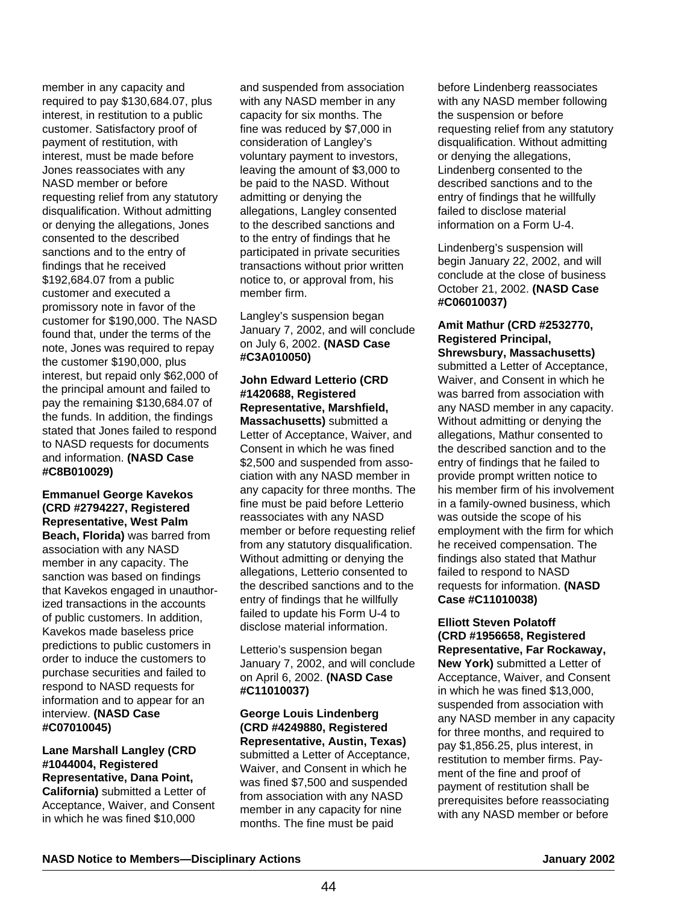member in any capacity and required to pay $130,684.07, plus interest, in restitution to a public customer. Satisfactory proof of payment of restitution, with interest, must be made before Jones reassociates with any NASD member or before requesting relief from any statutory disqualification. Without admitting or denying the allegations, Jones consented to the described sanctions and to the entry of findings that he received $192,684.07 from a public customer and executed a promissory note in favor of the customer for $190,000. The NASD found that, under the terms of the note, Jones was required to repay the customer $190,000, plus interest, but repaid only $62,000 of the principal amount and failed to pay the remaining $130,684.07 of the funds. In addition, the findings stated that Jones failed to respond to NASD requests for documents and information. **(NASD Case #C8B010029)**

**Emmanuel George Kavekos (CRD #2794227, Registered Representative, West Palm Beach, Florida)** was barred from association with any NASD member in any capacity. The sanction was based on findings that Kavekos engaged in unauthorized transactions in the accounts of public customers. In addition, Kavekos made baseless price predictions to public customers in order to induce the customers to purchase securities and failed to respond to NASD requests for information and to appear for an interview. **(NASD Case #C07010045)**

**Lane Marshall Langley (CRD #1044004, Registered Representative, Dana Point, California)** submitted a Letter of Acceptance, Waiver, and Consent in which he was fined $10,000 and suspended from association with any NASD member in any capacity for six months. The fine was reduced by $7,000 in consideration of Langley's voluntary payment to investors, leaving the amount of $3,000 to be paid to the NASD. Without admitting or denying the allegations, Langley consented to the described sanctions and to the entry of findings that he participated in private securities transactions without prior written notice to, or approval from, his member firm.

Langley's suspension began January 7, 2002, and will conclude on July 6, 2002. **(NASD Case #C3A010050)**

**John Edward Letterio (CRD #1420688, Registered Representative, Marshfield, Massachusetts)** submitted a Letter of Acceptance, Waiver, and Consent in which he was fined $2,500 and suspended from association with any NASD member in any capacity for three months. The fine must be paid before Letterio reassociates with any NASD member or before requesting relief from any statutory disqualification. Without admitting or denying the allegations, Letterio consented to the described sanctions and to the entry of findings that he willfully failed to update his Form U-4 to disclose material information.

Letterio's suspension began January 7, 2002, and will conclude on April 6, 2002. **(NASD Case #C11010037)**

**George Louis Lindenberg (CRD #4249880, Registered Representative, Austin, Texas)** submitted a Letter of Acceptance, Waiver, and Consent in which he was fined $7,500 and suspended from association with any NASD member in any capacity for nine months. The fine must be paid before Lindenberg reassociates with any NASD member following the suspension or before requesting relief from any statutory disqualification. Without admitting or denying the allegations, Lindenberg consented to the described sanctions and to the entry of findings that he willfully failed to disclose material information on a Form U-4.

Lindenberg's suspension will begin January 22, 2002, and will conclude at the close of business October 21, 2002. **(NASD Case #C06010037)**

**Amit Mathur (CRD #2532770, Registered Principal, Shrewsbury, Massachusetts)** submitted a Letter of Acceptance, Waiver, and Consent in which he was barred from association with any NASD member in any capacity. Without admitting or denying the allegations, Mathur consented to the described sanction and to the entry of findings that he failed to provide prompt written notice to his member firm of his involvement in a family-owned business, which was outside the scope of his employment with the firm for which he received compensation. The findings also stated that Mathur failed to respond to NASD requests for information. **(NASD Case #C11010038)**

**Elliott Steven Polatoff (CRD #1956658, Registered Representative, Far Rockaway, New York)** submitted a Letter of Acceptance, Waiver, and Consent in which he was fined $13,000, suspended from association with any NASD member in any capacity for three months, and required to pay $1,856.25, plus interest, in restitution to member firms. Payment of the fine and proof of payment of restitution shall be prerequisites before reassociating with any NASD member or before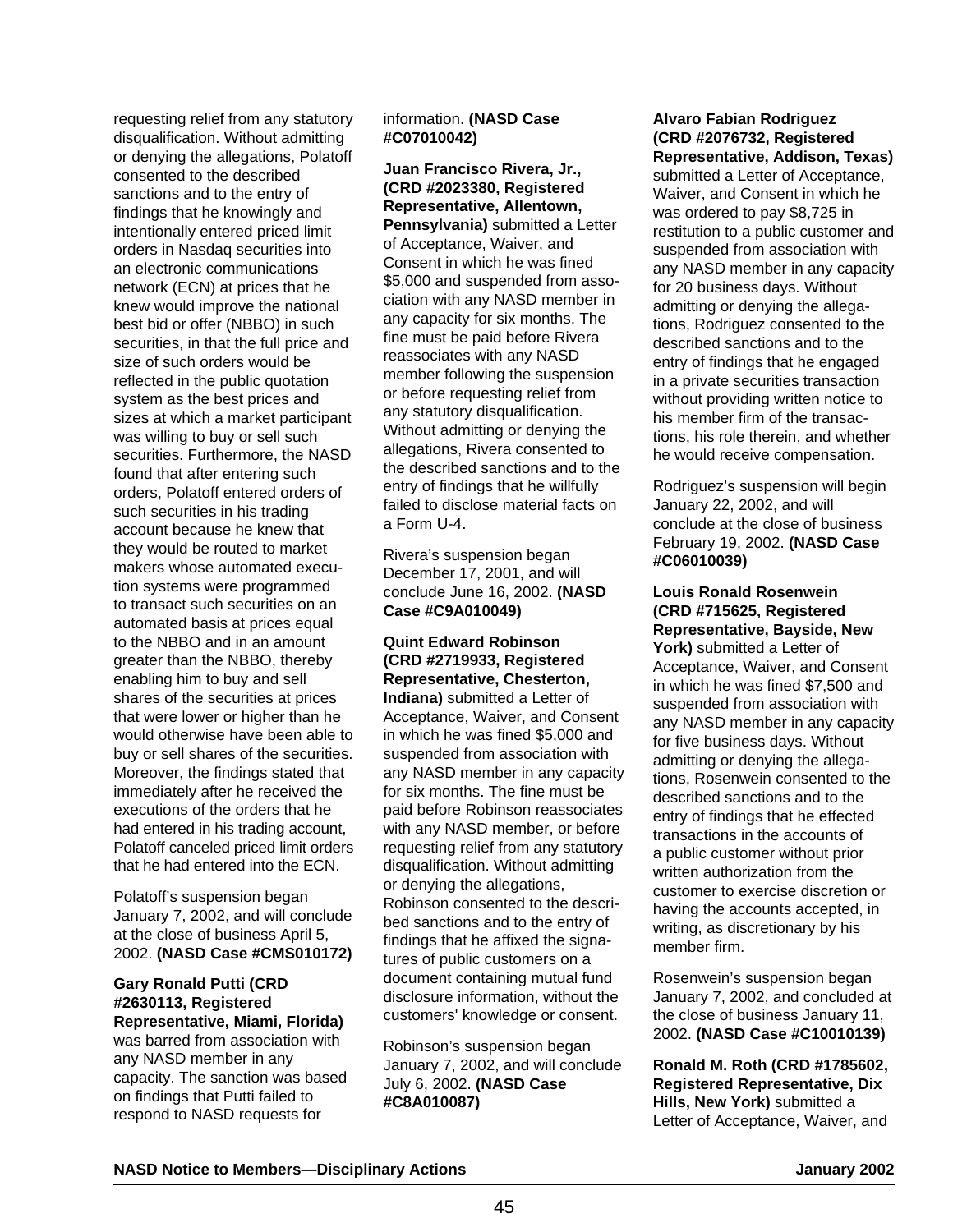requesting relief from any statutory disqualification. Without admitting or denying the allegations, Polatoff consented to the described sanctions and to the entry of findings that he knowingly and intentionally entered priced limit orders in Nasdaq securities into an electronic communications network (ECN) at prices that he knew would improve the national best bid or offer (NBBO) in such securities, in that the full price and size of such orders would be reflected in the public quotation system as the best prices and sizes at which a market participant was willing to buy or sell such securities. Furthermore, the NASD found that after entering such orders, Polatoff entered orders of such securities in his trading account because he knew that they would be routed to market makers whose automated execution systems were programmed to transact such securities on an automated basis at prices equal to the NBBO and in an amount greater than the NBBO, thereby enabling him to buy and sell shares of the securities at prices that were lower or higher than he would otherwise have been able to buy or sell shares of the securities. Moreover, the findings stated that immediately after he received the executions of the orders that he had entered in his trading account, Polatoff canceled priced limit orders that he had entered into the ECN.

Polatoff's suspension began January 7, 2002, and will conclude at the close of business April 5, 2002. **(NASD Case #CMS010172)**

**Gary Ronald Putti (CRD #2630113, Registered Representative, Miami, Florida)** was barred from association with any NASD member in any capacity. The sanction was based on findings that Putti failed to respond to NASD requests for information. **(NASD Case #C07010042)**

**Juan Francisco Rivera, Jr., (CRD #2023380, Registered Representative, Allentown, Pennsylvania)** submitted a Letter of Acceptance, Waiver, and Consent in which he was fined $5,000 and suspended from association with any NASD member in any capacity for six months. The fine must be paid before Rivera reassociates with any NASD member following the suspension or before requesting relief from any statutory disqualification. Without admitting or denying the allegations, Rivera consented to the described sanctions and to the entry of findings that he willfully failed to disclose material facts on a Form U-4.

Rivera's suspension began December 17, 2001, and will conclude June 16, 2002. **(NASD Case #C9A010049)**

**Quint Edward Robinson (CRD #2719933, Registered Representative, Chesterton, Indiana)** submitted a Letter of Acceptance, Waiver, and Consent in which he was fined $5,000 and suspended from association with any NASD member in any capacity for six months. The fine must be paid before Robinson reassociates with any NASD member, or before requesting relief from any statutory disqualification. Without admitting or denying the allegations, Robinson consented to the described sanctions and to the entry of findings that he affixed the signatures of public customers on a document containing mutual fund disclosure information, without the customers' knowledge or consent.

Robinson's suspension began January 7, 2002, and will conclude July 6, 2002. **(NASD Case #C8A010087)**

**Alvaro Fabian Rodriguez (CRD #2076732, Registered Representative, Addison, Texas)** submitted a Letter of Acceptance, Waiver, and Consent in which he was ordered to pay $8,725 in restitution to a public customer and suspended from association with any NASD member in any capacity for 20 business days. Without admitting or denying the allegations, Rodriguez consented to the described sanctions and to the entry of findings that he engaged in a private securities transaction without providing written notice to his member firm of the transactions, his role therein, and whether he would receive compensation.

Rodriguez's suspension will begin January 22, 2002, and will conclude at the close of business February 19, 2002. **(NASD Case #C06010039)**

**Louis Ronald Rosenwein (CRD #715625, Registered Representative, Bayside, New York)** submitted a Letter of Acceptance, Waiver, and Consent in which he was fined $7,500 and suspended from association with any NASD member in any capacity for five business days. Without admitting or denying the allegations, Rosenwein consented to the described sanctions and to the entry of findings that he effected transactions in the accounts of a public customer without prior written authorization from the customer to exercise discretion or having the accounts accepted, in writing, as discretionary by his member firm.

Rosenwein's suspension began January 7, 2002, and concluded at the close of business January 11, 2002. **(NASD Case #C10010139)**

**Ronald M. Roth (CRD #1785602, Registered Representative, Dix Hills, New York)** submitted a Letter of Acceptance, Waiver, and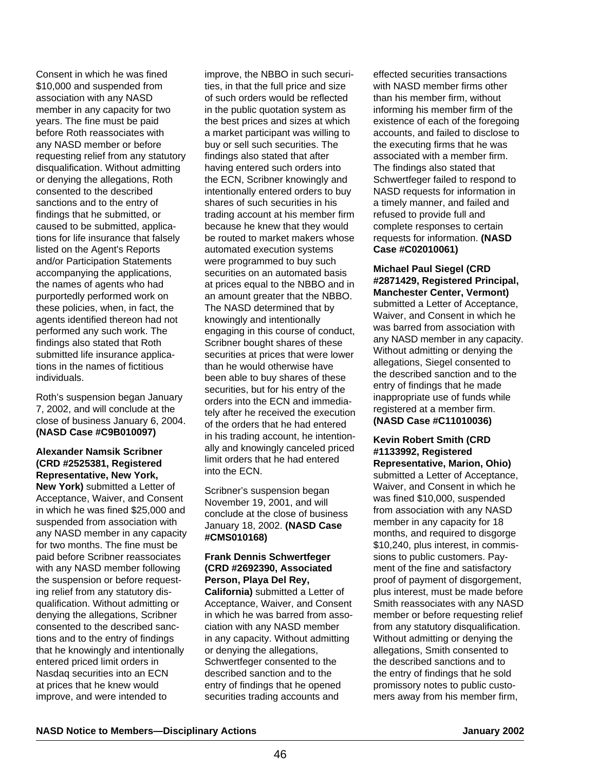Consent in which he was fined $10,000 and suspended from association with any NASD member in any capacity for two years. The fine must be paid before Roth reassociates with any NASD member or before requesting relief from any statutory disqualification. Without admitting or denying the allegations, Roth consented to the described sanctions and to the entry of findings that he submitted, or caused to be submitted, applications for life insurance that falsely listed on the Agent's Reports and/or Participation Statements accompanying the applications, the names of agents who had purportedly performed work on these policies, when, in fact, the agents identified thereon had not performed any such work. The findings also stated that Roth submitted life insurance applications in the names of fictitious individuals.

Roth's suspension began January 7, 2002, and will conclude at the close of business January 6, 2004. **(NASD Case #C9B010097)**

**Alexander Namsik Scribner (CRD #2525381, Registered Representative, New York, New York)** submitted a Letter of Acceptance, Waiver, and Consent in which he was fined $25,000 and suspended from association with any NASD member in any capacity for two months. The fine must be paid before Scribner reassociates with any NASD member following the suspension or before requesting relief from any statutory disqualification. Without admitting or denying the allegations, Scribner consented to the described sanctions and to the entry of findings that he knowingly and intentionally entered priced limit orders in Nasdaq securities into an ECN at prices that he knew would improve, and were intended to improve, the NBBO in such securities, in that the full price and size of such orders would be reflected in the public quotation system as the best prices and sizes at which a market participant was willing to buy or sell such securities. The findings also stated that after having entered such orders into the ECN, Scribner knowingly and intentionally entered orders to buy shares of such securities in his trading account at his member firm because he knew that they would be routed to market makers whose automated execution systems were programmed to buy such securities on an automated basis at prices equal to the NBBO and in an amount greater that the NBBO. The NASD determined that by knowingly and intentionally engaging in this course of conduct, Scribner bought shares of these securities at prices that were lower than he would otherwise have been able to buy shares of these securities, but for his entry of the orders into the ECN and immediately after he received the execution of the orders that he had entered in his trading account, he intentionally and knowingly canceled priced limit orders that he had entered into the ECN.

Scribner's suspension began November 19, 2001, and will conclude at the close of business January 18, 2002. **(NASD Case #CMS010168)**

**Frank Dennis Schwertfeger (CRD #2692390, Associated Person, Playa Del Rey, California)** submitted a Letter of Acceptance, Waiver, and Consent in which he was barred from association with any NASD member in any capacity. Without admitting or denying the allegations, Schwertfeger consented to the described sanction and to the entry of findings that he opened securities trading accounts and effected securities transactions with NASD member firms other than his member firm, without informing his member firm of the existence of each of the foregoing accounts, and failed to disclose to the executing firms that he was associated with a member firm. The findings also stated that Schwertfeger failed to respond to NASD requests for information in a timely manner, and failed and refused to provide full and complete responses to certain requests for information. **(NASD Case #C02010061)**

**Michael Paul Siegel (CRD #2871429, Registered Principal, Manchester Center, Vermont)** submitted a Letter of Acceptance, Waiver, and Consent in which he was barred from association with any NASD member in any capacity. Without admitting or denying the allegations, Siegel consented to the described sanction and to the entry of findings that he made inappropriate use of funds while registered at a member firm. **(NASD Case #C11010036)**

**Kevin Robert Smith (CRD #1133992, Registered Representative, Marion, Ohio)** submitted a Letter of Acceptance, Waiver, and Consent in which he was fined $10,000, suspended from association with any NASD member in any capacity for 18 months, and required to disgorge $10,240, plus interest, in commissions to public customers. Payment of the fine and satisfactory proof of payment of disgorgement, plus interest, must be made before Smith reassociates with any NASD member or before requesting relief from any statutory disqualification. Without admitting or denying the allegations, Smith consented to the described sanctions and to the entry of findings that he sold promissory notes to public customers away from his member firm,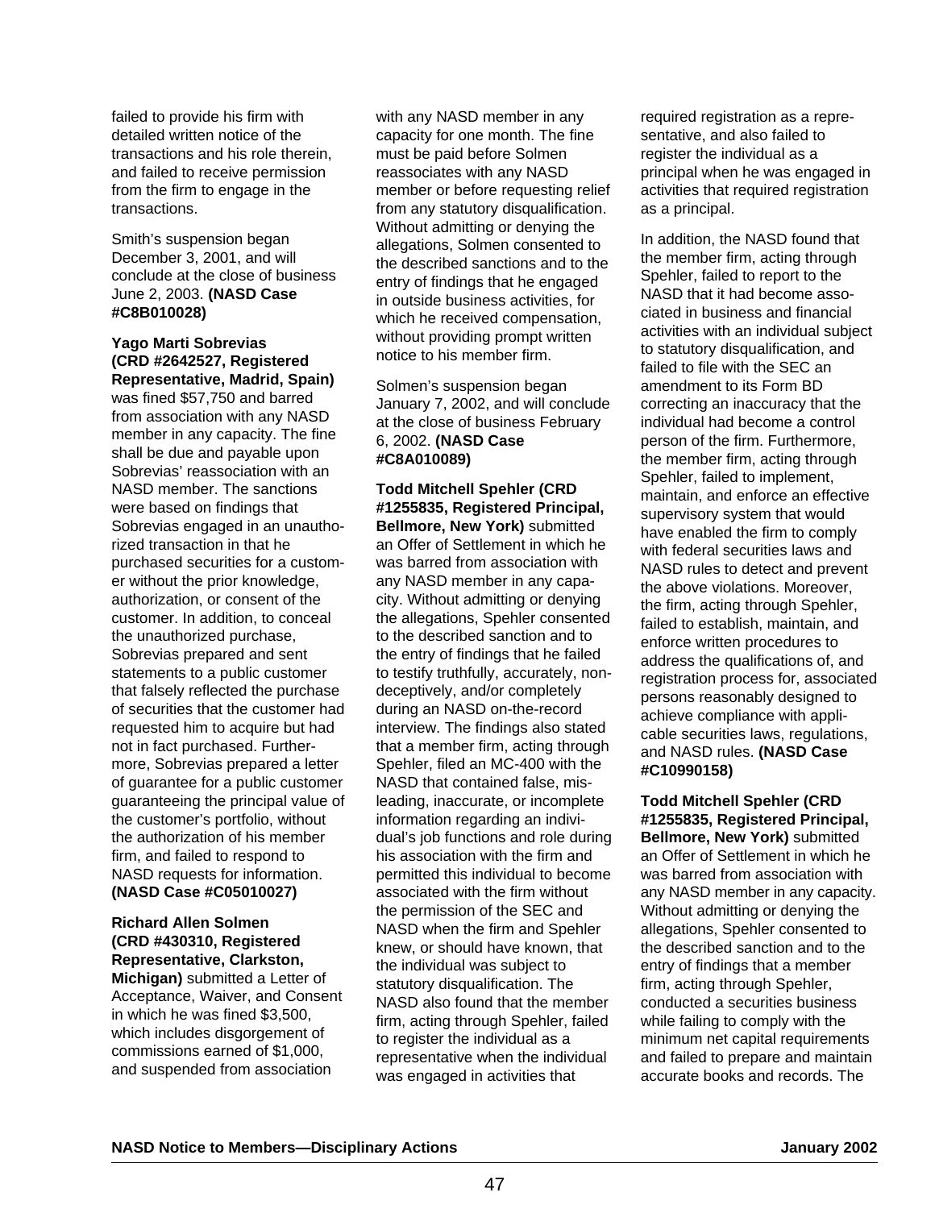failed to provide his firm with detailed written notice of the transactions and his role therein, and failed to receive permission from the firm to engage in the transactions.

Smith's suspension began December 3, 2001, and will conclude at the close of business June 2, 2003. **(NASD Case #C8B010028)**

**Yago Marti Sobrevias (CRD #2642527, Registered Representative, Madrid, Spain)** was fined $57,750 and barred from association with any NASD member in any capacity. The fine shall be due and payable upon Sobrevias' reassociation with an NASD member. The sanctions were based on findings that Sobrevias engaged in an unauthorized transaction in that he purchased securities for a customer without the prior knowledge, authorization, or consent of the customer. In addition, to conceal the unauthorized purchase, Sobrevias prepared and sent statements to a public customer that falsely reflected the purchase of securities that the customer had requested him to acquire but had not in fact purchased. Furthermore, Sobrevias prepared a letter of guarantee for a public customer guaranteeing the principal value of the customer's portfolio, without the authorization of his member firm, and failed to respond to NASD requests for information. **(NASD Case #C05010027)**

**Richard Allen Solmen (CRD #430310, Registered Representative, Clarkston, Michigan)** submitted a Letter of Acceptance, Waiver, and Consent in which he was fined $3,500, which includes disgorgement of commissions earned of $1,000, and suspended from association with any NASD member in any capacity for one month. The fine must be paid before Solmen reassociates with any NASD member or before requesting relief from any statutory disqualification. Without admitting or denying the allegations, Solmen consented to the described sanctions and to the entry of findings that he engaged in outside business activities, for which he received compensation, without providing prompt written notice to his member firm.

Solmen's suspension began January 7, 2002, and will conclude at the close of business February 6, 2002. **(NASD Case #C8A010089)**

**Todd Mitchell Spehler (CRD #1255835, Registered Principal, Bellmore, New York)** submitted an Offer of Settlement in which he was barred from association with any NASD member in any capacity. Without admitting or denying the allegations, Spehler consented to the described sanction and to the entry of findings that he failed to testify truthfully, accurately, non-deceptively, and/or completely during an NASD on-the-record interview. The findings also stated that a member firm, acting through Spehler, filed an MC-400 with the NASD that contained false, misleading, inaccurate, or incomplete information regarding an individual's job functions and role during his association with the firm and permitted this individual to become associated with the firm without the permission of the SEC and NASD when the firm and Spehler knew, or should have known, that the individual was subject to statutory disqualification. The NASD also found that the member firm, acting through Spehler, failed to register the individual as a representative when the individual was engaged in activities that required registration as a representative, and also failed to register the individual as a principal when he was engaged in activities that required registration as a principal.

In addition, the NASD found that the member firm, acting through Spehler, failed to report to the NASD that it had become associated in business and financial activities with an individual subject to statutory disqualification, and failed to file with the SEC an amendment to its Form BD correcting an inaccuracy that the individual had become a control person of the firm. Furthermore, the member firm, acting through Spehler, failed to implement, maintain, and enforce an effective supervisory system that would have enabled the firm to comply with federal securities laws and NASD rules to detect and prevent the above violations. Moreover, the firm, acting through Spehler, failed to establish, maintain, and enforce written procedures to address the qualifications of, and registration process for, associated persons reasonably designed to achieve compliance with applicable securities laws, regulations, and NASD rules. **(NASD Case #C10990158)**

**Todd Mitchell Spehler (CRD #1255835, Registered Principal, Bellmore, New York)** submitted an Offer of Settlement in which he was barred from association with any NASD member in any capacity. Without admitting or denying the allegations, Spehler consented to the described sanction and to the entry of findings that a member firm, acting through Spehler, conducted a securities business while failing to comply with the minimum net capital requirements and failed to prepare and maintain accurate books and records. The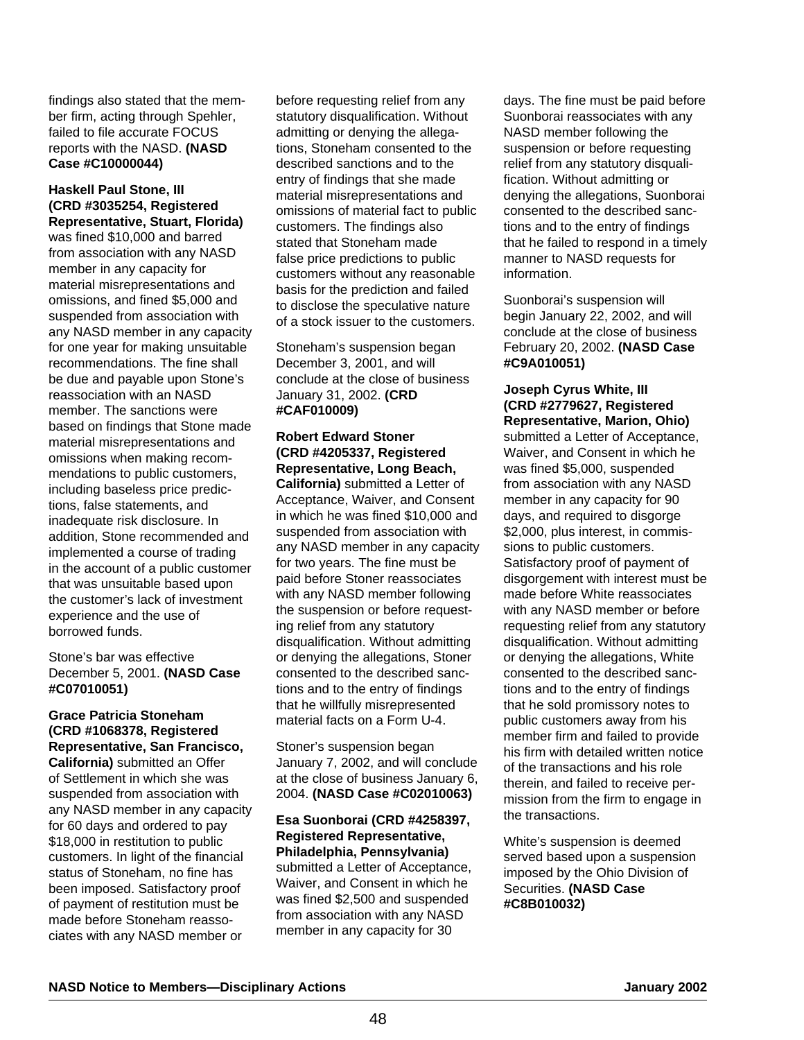findings also stated that the member firm, acting through Spehler, failed to file accurate FOCUS reports with the NASD. **(NASD Case #C10000044)**

**Haskell Paul Stone, III (CRD #3035254, Registered Representative, Stuart, Florida)** was fined $10,000 and barred from association with any NASD member in any capacity for material misrepresentations and omissions, and fined $5,000 and suspended from association with any NASD member in any capacity for one year for making unsuitable recommendations. The fine shall be due and payable upon Stone's reassociation with an NASD member. The sanctions were based on findings that Stone made material misrepresentations and omissions when making recommendations to public customers, including baseless price predictions, false statements, and inadequate risk disclosure. In addition, Stone recommended and implemented a course of trading in the account of a public customer that was unsuitable based upon the customer's lack of investment experience and the use of borrowed funds.

Stone's bar was effective December 5, 2001. **(NASD Case #C07010051)**

**Grace Patricia Stoneham (CRD #1068378, Registered Representative, San Francisco, California)** submitted an Offer of Settlement in which she was suspended from association with any NASD member in any capacity for 60 days and ordered to pay $18,000 in restitution to public customers. In light of the financial status of Stoneham, no fine has been imposed. Satisfactory proof of payment of restitution must be made before Stoneham reassociates with any NASD member or before requesting relief from any statutory disqualification. Without admitting or denying the allegations, Stoneham consented to the described sanctions and to the entry of findings that she made material misrepresentations and omissions of material fact to public customers. The findings also stated that Stoneham made false price predictions to public customers without any reasonable basis for the prediction and failed to disclose the speculative nature of a stock issuer to the customers.

Stoneham's suspension began December 3, 2001, and will conclude at the close of business January 31, 2002. **(CRD #CAF010009)**

**Robert Edward Stoner (CRD #4205337, Registered Representative, Long Beach, California)** submitted a Letter of Acceptance, Waiver, and Consent in which he was fined $10,000 and suspended from association with any NASD member in any capacity for two years. The fine must be paid before Stoner reassociates with any NASD member following the suspension or before requesting relief from any statutory disqualification. Without admitting or denying the allegations, Stoner consented to the described sanctions and to the entry of findings that he willfully misrepresented material facts on a Form U-4.

Stoner's suspension began January 7, 2002, and will conclude at the close of business January 6, 2004. **(NASD Case #C02010063)**

**Esa Suonborai (CRD #4258397, Registered Representative, Philadelphia, Pennsylvania)** submitted a Letter of Acceptance, Waiver, and Consent in which he was fined $2,500 and suspended from association with any NASD member in any capacity for 30 days. The fine must be paid before Suonborai reassociates with any NASD member following the suspension or before requesting relief from any statutory disqualification. Without admitting or denying the allegations, Suonborai consented to the described sanctions and to the entry of findings that he failed to respond in a timely manner to NASD requests for information.

Suonborai's suspension will begin January 22, 2002, and will conclude at the close of business February 20, 2002. **(NASD Case #C9A010051)**

**Joseph Cyrus White, III (CRD #2779627, Registered Representative, Marion, Ohio)** submitted a Letter of Acceptance, Waiver, and Consent in which he was fined $5,000, suspended from association with any NASD member in any capacity for 90 days, and required to disgorge $2,000, plus interest, in commissions to public customers. Satisfactory proof of payment of disgorgement with interest must be made before White reassociates with any NASD member or before requesting relief from any statutory disqualification. Without admitting or denying the allegations, White consented to the described sanctions and to the entry of findings that he sold promissory notes to public customers away from his member firm and failed to provide his firm with detailed written notice of the transactions and his role therein, and failed to receive permission from the firm to engage in the transactions.

White's suspension is deemed served based upon a suspension imposed by the Ohio Division of Securities. **(NASD Case #C8B010032)**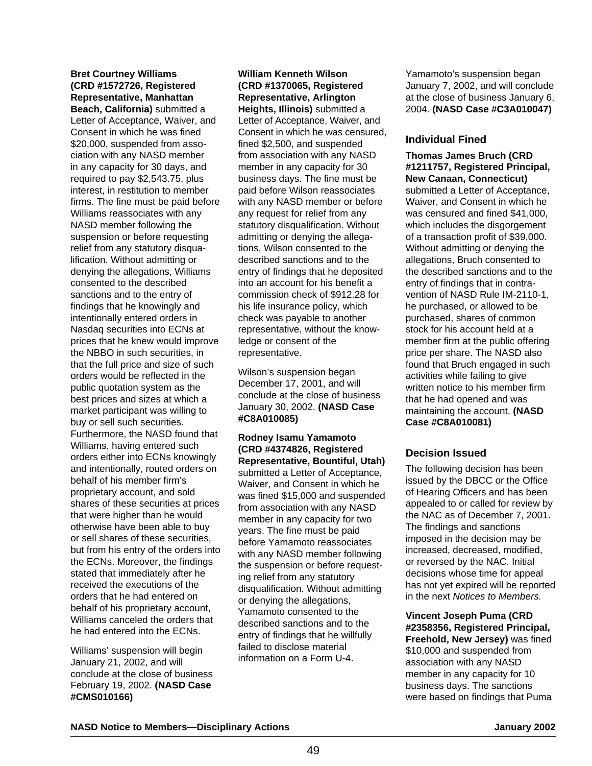**Bret Courtney Williams (CRD #1572726, Registered Representative, Manhattan Beach, California)** submitted a Letter of Acceptance, Waiver, and Consent in which he was fined \$20,000, suspended from association with any NASD member in any capacity for 30 days, and required to pay \$2,543.75, plus interest, in restitution to member firms. The fine must be paid before Williams reassociates with any NASD member following the suspension or before requesting relief from any statutory disqualification. Without admitting or denying the allegations, Williams consented to the described sanctions and to the entry of findings that he knowingly and intentionally entered orders in Nasdaq securities into ECNs at prices that he knew would improve the NBBO in such securities, in that the full price and size of such orders would be reflected in the public quotation system as the best prices and sizes at which a market participant was willing to buy or sell such securities. Furthermore, the NASD found that Williams, having entered such orders either into ECNs knowingly and intentionally, routed orders on behalf of his member firm's proprietary account, and sold shares of these securities at prices that were higher than he would otherwise have been able to buy or sell shares of these securities, but from his entry of the orders into the ECNs. Moreover, the findings stated that immediately after he received the executions of the orders that he had entered on behalf of his proprietary account, Williams canceled the orders that he had entered into the ECNs.

Williams' suspension will begin January 21, 2002, and will conclude at the close of business February 19, 2002. **(NASD Case #CMS010166)**

**William Kenneth Wilson (CRD #1370065, Registered Representative, Arlington Heights, Illinois)** submitted a Letter of Acceptance, Waiver, and Consent in which he was censured, fined \$2,500, and suspended from association with any NASD member in any capacity for 30 business days. The fine must be paid before Wilson reassociates with any NASD member or before any request for relief from any statutory disqualification. Without admitting or denying the allegations, Wilson consented to the described sanctions and to the entry of findings that he deposited into an account for his benefit a commission check of \$912.28 for his life insurance policy, which check was payable to another representative, without the knowledge or consent of the representative.

Wilson's suspension began December 17, 2001, and will conclude at the close of business January 30, 2002. **(NASD Case #C8A010085)**

**Rodney Isamu Yamamoto (CRD #4374826, Registered Representative, Bountiful, Utah)** submitted a Letter of Acceptance, Waiver, and Consent in which he was fined \$15,000 and suspended from association with any NASD member in any capacity for two years. The fine must be paid before Yamamoto reassociates with any NASD member following the suspension or before requesting relief from any statutory disqualification. Without admitting or denying the allegations, Yamamoto consented to the described sanctions and to the entry of findings that he willfully failed to disclose material information on a Form U-4.

Yamamoto's suspension began January 7, 2002, and will conclude at the close of business January 6, 2004. **(NASD Case #C3A010047)**

## Individual Fined

**Thomas James Bruch (CRD #1211757, Registered Principal, New Canaan, Connecticut)** submitted a Letter of Acceptance, Waiver, and Consent in which he was censured and fined \$41,000, which includes the disgorgement of a transaction profit of \$39,000. Without admitting or denying the allegations, Bruch consented to the described sanctions and to the entry of findings that in contravention of NASD Rule IM-2110-1, he purchased, or allowed to be purchased, shares of common stock for his account held at a member firm at the public offering price per share. The NASD also found that Bruch engaged in such activities while failing to give written notice to his member firm that he had opened and was maintaining the account. **(NASD Case #C8A010081)**

## Decision Issued

The following decision has been issued by the DBCC or the Office of Hearing Officers and has been appealed to or called for review by the NAC as of December 7, 2001. The findings and sanctions imposed in the decision may be increased, decreased, modified, or reversed by the NAC. Initial decisions whose time for appeal has not yet expired will be reported in the next *Notices to Members.*

**Vincent Joseph Puma (CRD #2358356, Registered Principal, Freehold, New Jersey)** was fined \$10,000 and suspended from association with any NASD member in any capacity for 10 business days. The sanctions were based on findings that Puma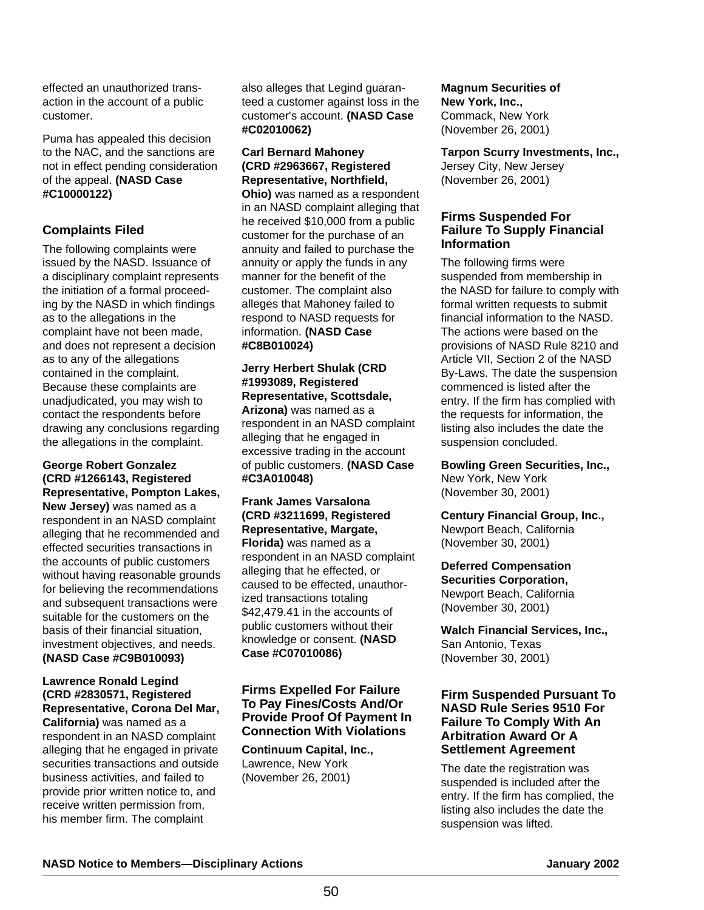effected an unauthorized transaction in the account of a public customer.

Puma has appealed this decision to the NAC, and the sanctions are not in effect pending consideration of the appeal. **(NASD Case #C10000122)**

### Complaints Filed

The following complaints were issued by the NASD. Issuance of a disciplinary complaint represents the initiation of a formal proceeding by the NASD in which findings as to the allegations in the complaint have not been made, and does not represent a decision as to any of the allegations contained in the complaint. Because these complaints are unadjudicated, you may wish to contact the respondents before drawing any conclusions regarding the allegations in the complaint.

**George Robert Gonzalez (CRD #1266143, Registered Representative, Pompton Lakes, New Jersey)** was named as a respondent in an NASD complaint alleging that he recommended and effected securities transactions in the accounts of public customers without having reasonable grounds for believing the recommendations and subsequent transactions were suitable for the customers on the basis of their financial situation, investment objectives, and needs. **(NASD Case #C9B010093)**

**Lawrence Ronald Legind (CRD #2830571, Registered Representative, Corona Del Mar, California)** was named as a respondent in an NASD complaint alleging that he engaged in private securities transactions and outside business activities, and failed to provide prior written notice to, and receive written permission from, his member firm. The complaint also alleges that Legind guaranteed a customer against loss in the customer's account. **(NASD Case #C02010062)**

**Carl Bernard Mahoney (CRD #2963667, Registered Representative, Northfield, Ohio)** was named as a respondent in an NASD complaint alleging that he received $10,000 from a public customer for the purchase of an annuity and failed to purchase the annuity or apply the funds in any manner for the benefit of the customer. The complaint also alleges that Mahoney failed to respond to NASD requests for information. **(NASD Case #C8B010024)**

**Jerry Herbert Shulak (CRD #1993089, Registered Representative, Scottsdale, Arizona)** was named as a respondent in an NASD complaint alleging that he engaged in excessive trading in the account of public customers. **(NASD Case #C3A010048)**

**Frank James Varsalona (CRD #3211699, Registered Representative, Margate, Florida)** was named as a respondent in an NASD complaint alleging that he effected, or caused to be effected, unauthorized transactions totaling $42,479.41 in the accounts of public customers without their knowledge or consent. **(NASD Case #C07010086)**

### Firms Expelled For Failure To Pay Fines/Costs And/Or Provide Proof Of Payment In Connection With Violations

**Continuum Capital, Inc.,**
Lawrence, New York
(November 26, 2001)

**Magnum Securities of New York, Inc.,**
Commack, New York
(November 26, 2001)

**Tarpon Scurry Investments, Inc.,**
Jersey City, New Jersey
(November 26, 2001)

### Firms Suspended For Failure To Supply Financial Information

The following firms were suspended from membership in the NASD for failure to comply with formal written requests to submit financial information to the NASD. The actions were based on the provisions of NASD Rule 8210 and Article VII, Section 2 of the NASD By-Laws. The date the suspension commenced is listed after the entry. If the firm has complied with the requests for information, the listing also includes the date the suspension concluded.

**Bowling Green Securities, Inc.,**
New York, New York
(November 30, 2001)

**Century Financial Group, Inc.,**
Newport Beach, California
(November 30, 2001)

**Deferred Compensation Securities Corporation,**
Newport Beach, California
(November 30, 2001)

**Walch Financial Services, Inc.,**
San Antonio, Texas
(November 30, 2001)

### Firm Suspended Pursuant To NASD Rule Series 9510 For Failure To Comply With An Arbitration Award Or A Settlement Agreement

The date the registration was suspended is included after the entry. If the firm has complied, the listing also includes the date the suspension was lifted.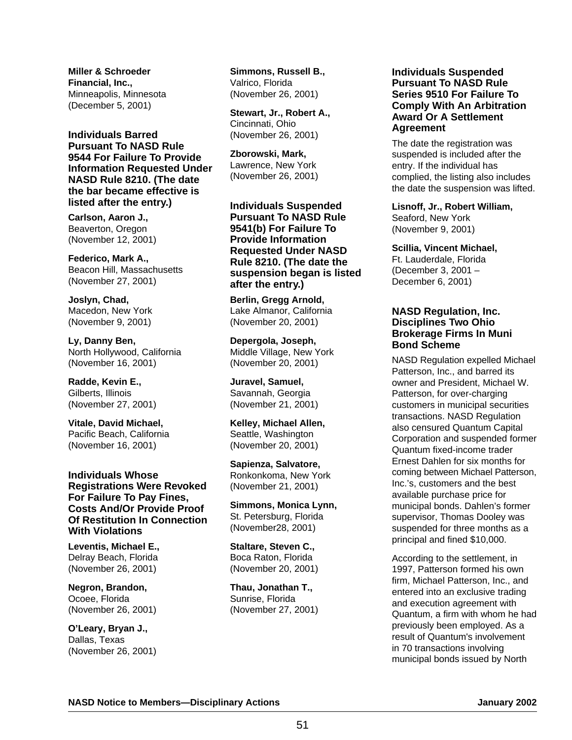**Miller & Schroeder Financial, Inc.,**
Minneapolis, Minnesota
(December 5, 2001)

### Individuals Barred Pursuant To NASD Rule 9544 For Failure To Provide Information Requested Under NASD Rule 8210. (The date the bar became effective is listed after the entry.)

**Carlson, Aaron J.,**
Beaverton, Oregon
(November 12, 2001)

**Federico, Mark A.,**
Beacon Hill, Massachusetts
(November 27, 2001)

**Joslyn, Chad,**
Macedon, New York
(November 9, 2001)

**Ly, Danny Ben,**
North Hollywood, California
(November 16, 2001)

**Radde, Kevin E.,**
Gilberts, Illinois
(November 27, 2001)

**Vitale, David Michael,**
Pacific Beach, California
(November 16, 2001)

### Individuals Whose Registrations Were Revoked For Failure To Pay Fines, Costs And/Or Provide Proof Of Restitution In Connection With Violations

**Leventis, Michael E.,**
Delray Beach, Florida
(November 26, 2001)

**Negron, Brandon,**
Ocoee, Florida
(November 26, 2001)

**O'Leary, Bryan J.,**
Dallas, Texas
(November 26, 2001)

**Simmons, Russell B.,**
Valrico, Florida
(November 26, 2001)

**Stewart, Jr., Robert A.,**
Cincinnati, Ohio
(November 26, 2001)

**Zborowski, Mark,**
Lawrence, New York
(November 26, 2001)

### Individuals Suspended Pursuant To NASD Rule 9541(b) For Failure To Provide Information Requested Under NASD Rule 8210. (The date the suspension began is listed after the entry.)

**Berlin, Gregg Arnold,**
Lake Almanor, California
(November 20, 2001)

**Depergola, Joseph,**
Middle Village, New York
(November 20, 2001)

**Juravel, Samuel,**
Savannah, Georgia
(November 21, 2001)

**Kelley, Michael Allen,**
Seattle, Washington
(November 20, 2001)

**Sapienza, Salvatore,**
Ronkonkoma, New York
(November 21, 2001)

**Simmons, Monica Lynn,**
St. Petersburg, Florida
(November28, 2001)

**Staltare, Steven C.,**
Boca Raton, Florida
(November 20, 2001)

**Thau, Jonathan T.,**
Sunrise, Florida
(November 27, 2001)

### Individuals Suspended Pursuant To NASD Rule Series 9510 For Failure To Comply With An Arbitration Award Or A Settlement Agreement

The date the registration was suspended is included after the entry. If the individual has complied, the listing also includes the date the suspension was lifted.

**Lisnoff, Jr., Robert William,**
Seaford, New York
(November 9, 2001)

**Scillia, Vincent Michael,**
Ft. Lauderdale, Florida
(December 3, 2001 – December 6, 2001)

### NASD Regulation, Inc. Disciplines Two Ohio Brokerage Firms In Muni Bond Scheme

NASD Regulation expelled Michael Patterson, Inc., and barred its owner and President, Michael W. Patterson, for over-charging customers in municipal securities transactions. NASD Regulation also censured Quantum Capital Corporation and suspended former Quantum fixed-income trader Ernest Dahlen for six months for coming between Michael Patterson, Inc.'s, customers and the best available purchase price for municipal bonds. Dahlen's former supervisor, Thomas Dooley was suspended for three months as a principal and fined $10,000.

According to the settlement, in 1997, Patterson formed his own firm, Michael Patterson, Inc., and entered into an exclusive trading and execution agreement with Quantum, a firm with whom he had previously been employed. As a result of Quantum's involvement in 70 transactions involving municipal bonds issued by North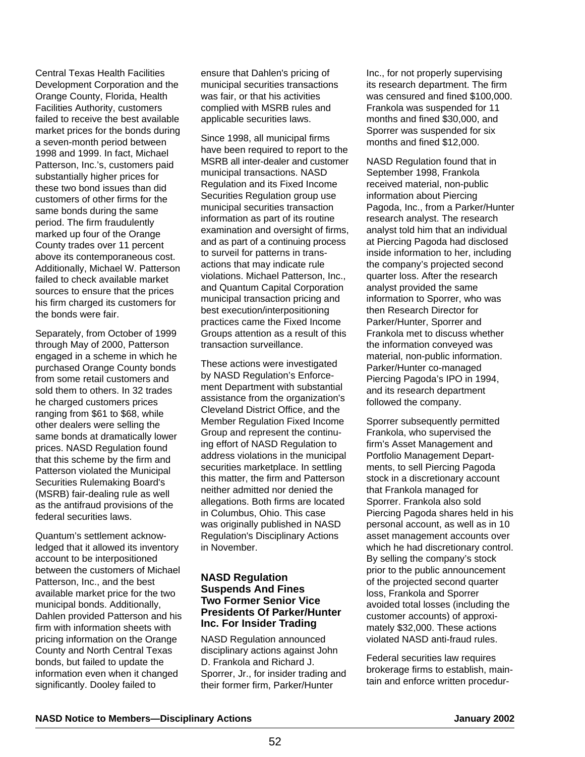Central Texas Health Facilities Development Corporation and the Orange County, Florida, Health Facilities Authority, customers failed to receive the best available market prices for the bonds during a seven-month period between 1998 and 1999. In fact, Michael Patterson, Inc.'s, customers paid substantially higher prices for these two bond issues than did customers of other firms for the same bonds during the same period. The firm fraudulently marked up four of the Orange County trades over 11 percent above its contemporaneous cost. Additionally, Michael W. Patterson failed to check available market sources to ensure that the prices his firm charged its customers for the bonds were fair.

Separately, from October of 1999 through May of 2000, Patterson engaged in a scheme in which he purchased Orange County bonds from some retail customers and sold them to others. In 32 trades he charged customers prices ranging from $61 to $68, while other dealers were selling the same bonds at dramatically lower prices. NASD Regulation found that this scheme by the firm and Patterson violated the Municipal Securities Rulemaking Board's (MSRB) fair-dealing rule as well as the antifraud provisions of the federal securities laws.

Quantum's settlement acknowledged that it allowed its inventory account to be interpositioned between the customers of Michael Patterson, Inc., and the best available market price for the two municipal bonds. Additionally, Dahlen provided Patterson and his firm with information sheets with pricing information on the Orange County and North Central Texas bonds, but failed to update the information even when it changed significantly. Dooley failed to ensure that Dahlen's pricing of municipal securities transactions was fair, or that his activities complied with MSRB rules and applicable securities laws.

Since 1998, all municipal firms have been required to report to the MSRB all inter-dealer and customer municipal transactions. NASD Regulation and its Fixed Income Securities Regulation group use municipal securities transaction information as part of its routine examination and oversight of firms, and as part of a continuing process to surveil for patterns in transactions that may indicate rule violations. Michael Patterson, Inc., and Quantum Capital Corporation municipal transaction pricing and best execution/interpositioning practices came the Fixed Income Groups attention as a result of this transaction surveillance.

These actions were investigated by NASD Regulation's Enforcement Department with substantial assistance from the organization's Cleveland District Office, and the Member Regulation Fixed Income Group and represent the continuing effort of NASD Regulation to address violations in the municipal securities marketplace. In settling this matter, the firm and Patterson neither admitted nor denied the allegations. Both firms are located in Columbus, Ohio. This case was originally published in NASD Regulation's Disciplinary Actions in November.

### NASD Regulation Suspends And Fines Two Former Senior Vice Presidents Of Parker/Hunter Inc. For Insider Trading

NASD Regulation announced disciplinary actions against John D. Frankola and Richard J. Sporrer, Jr., for insider trading and their former firm, Parker/Hunter Inc., for not properly supervising its research department. The firm was censured and fined $100,000. Frankola was suspended for 11 months and fined $30,000, and Sporrer was suspended for six months and fined $12,000.

NASD Regulation found that in September 1998, Frankola received material, non-public information about Piercing Pagoda, Inc., from a Parker/Hunter research analyst. The research analyst told him that an individual at Piercing Pagoda had disclosed inside information to her, including the company's projected second quarter loss. After the research analyst provided the same information to Sporrer, who was then Research Director for Parker/Hunter, Sporrer and Frankola met to discuss whether the information conveyed was material, non-public information. Parker/Hunter co-managed Piercing Pagoda's IPO in 1994, and its research department followed the company.

Sporrer subsequently permitted Frankola, who supervised the firm's Asset Management and Portfolio Management Departments, to sell Piercing Pagoda stock in a discretionary account that Frankola managed for Sporrer. Frankola also sold Piercing Pagoda shares held in his personal account, as well as in 10 asset management accounts over which he had discretionary control. By selling the company's stock prior to the public announcement of the projected second quarter loss, Frankola and Sporrer avoided total losses (including the customer accounts) of approximately $32,000. These actions violated NASD anti-fraud rules.

Federal securities law requires brokerage firms to establish, maintain and enforce written procedur-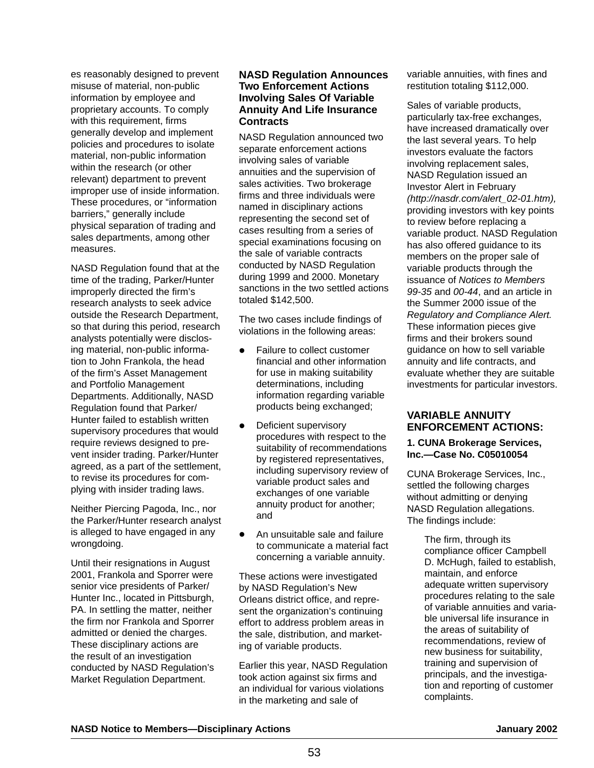es reasonably designed to prevent misuse of material, non-public information by employee and proprietary accounts. To comply with this requirement, firms generally develop and implement policies and procedures to isolate material, non-public information within the research (or other relevant) department to prevent improper use of inside information. These procedures, or "information barriers," generally include physical separation of trading and sales departments, among other measures.

NASD Regulation found that at the time of the trading, Parker/Hunter improperly directed the firm's research analysts to seek advice outside the Research Department, so that during this period, research analysts potentially were disclosing material, non-public information to John Frankola, the head of the firm's Asset Management and Portfolio Management Departments. Additionally, NASD Regulation found that Parker/Hunter failed to establish written supervisory procedures that would require reviews designed to prevent insider trading. Parker/Hunter agreed, as a part of the settlement, to revise its procedures for complying with insider trading laws.

Neither Piercing Pagoda, Inc., nor the Parker/Hunter research analyst is alleged to have engaged in any wrongdoing.

Until their resignations in August 2001, Frankola and Sporrer were senior vice presidents of Parker/Hunter Inc., located in Pittsburgh, PA. In settling the matter, neither the firm nor Frankola and Sporrer admitted or denied the charges. These disciplinary actions are the result of an investigation conducted by NASD Regulation's Market Regulation Department.

### NASD Regulation Announces Two Enforcement Actions Involving Sales Of Variable Annuity And Life Insurance Contracts

NASD Regulation announced two separate enforcement actions involving sales of variable annuities and the supervision of sales activities. Two brokerage firms and three individuals were named in disciplinary actions representing the second set of cases resulting from a series of special examinations focusing on the sale of variable contracts conducted by NASD Regulation during 1999 and 2000. Monetary sanctions in the two settled actions totaled $142,500.

The two cases include findings of violations in the following areas:

- Failure to collect customer financial and other information for use in making suitability determinations, including information regarding variable products being exchanged;
- Deficient supervisory procedures with respect to the suitability of recommendations by registered representatives, including supervisory review of variable product sales and exchanges of one variable annuity product for another; and
- An unsuitable sale and failure to communicate a material fact concerning a variable annuity.

These actions were investigated by NASD Regulation's New Orleans district office, and represent the organization's continuing effort to address problem areas in the sale, distribution, and marketing of variable products.

Earlier this year, NASD Regulation took action against six firms and an individual for various violations in the marketing and sale of variable annuities, with fines and restitution totaling $112,000.

Sales of variable products, particularly tax-free exchanges, have increased dramatically over the last several years. To help investors evaluate the factors involving replacement sales, NASD Regulation issued an Investor Alert in February *(http://nasdr.com/alert_02-01.htm),* providing investors with key points to review before replacing a variable product. NASD Regulation has also offered guidance to its members on the proper sale of variable products through the issuance of *Notices to Members 99-35* and *00-44*, and an article in the Summer 2000 issue of the *Regulatory and Compliance Alert.* These information pieces give firms and their brokers sound guidance on how to sell variable annuity and life contracts, and evaluate whether they are suitable investments for particular investors.

### VARIABLE ANNUITY ENFORCEMENT ACTIONS:

#### 1. CUNA Brokerage Services, Inc.—Case No. C05010054

CUNA Brokerage Services, Inc., settled the following charges without admitting or denying NASD Regulation allegations. The findings include:

> The firm, through its compliance officer Campbell D. McHugh, failed to establish, maintain, and enforce adequate written supervisory procedures relating to the sale of variable annuities and variable universal life insurance in the areas of suitability of recommendations, review of new business for suitability, training and supervision of principals, and the investigation and reporting of customer complaints.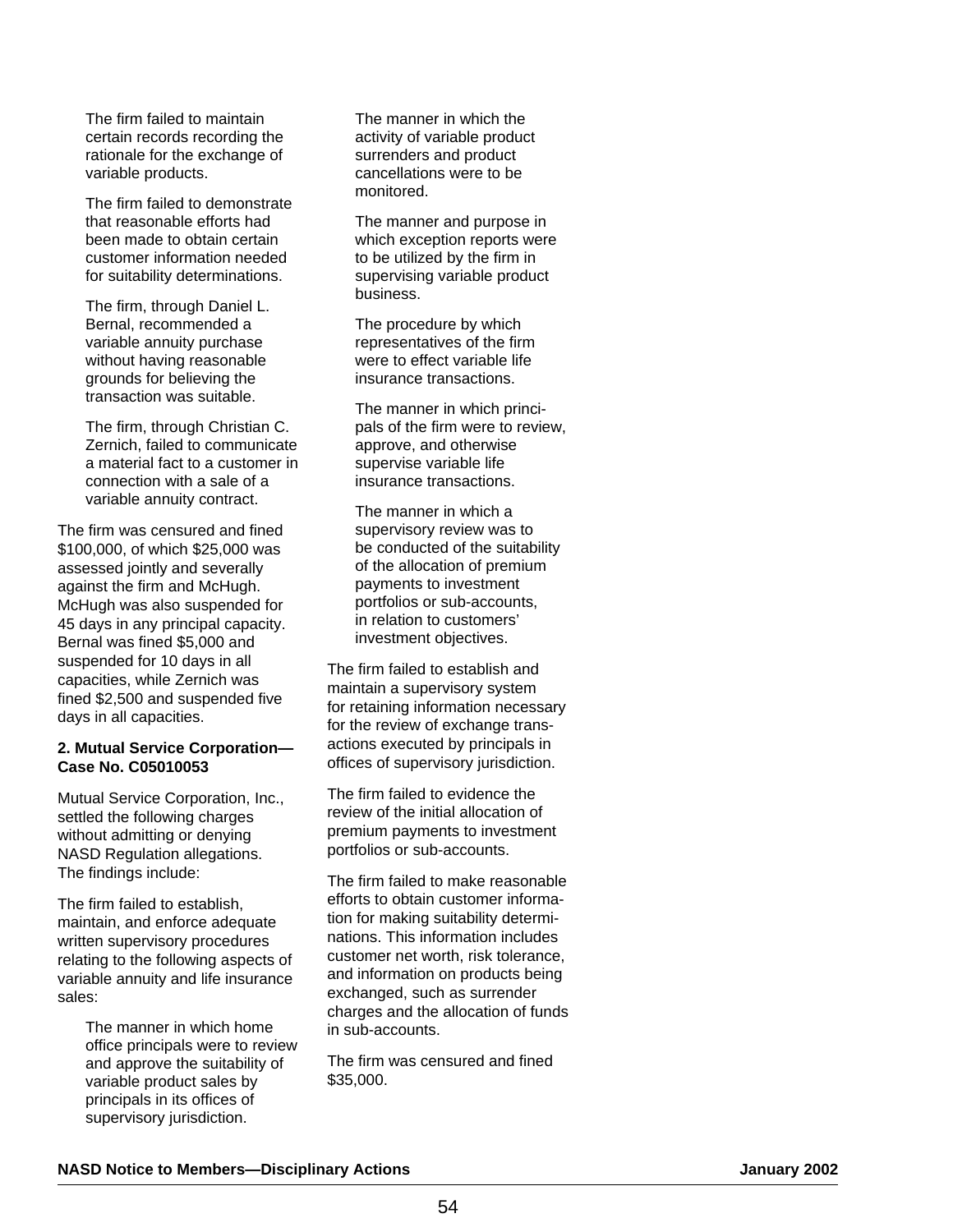The firm failed to maintain certain records recording the rationale for the exchange of variable products.

The firm failed to demonstrate that reasonable efforts had been made to obtain certain customer information needed for suitability determinations.

The firm, through Daniel L. Bernal, recommended a variable annuity purchase without having reasonable grounds for believing the transaction was suitable.

The firm, through Christian C. Zernich, failed to communicate a material fact to a customer in connection with a sale of a variable annuity contract.

The firm was censured and fined $100,000, of which $25,000 was assessed jointly and severally against the firm and McHugh. McHugh was also suspended for 45 days in any principal capacity. Bernal was fined $5,000 and suspended for 10 days in all capacities, while Zernich was fined $2,500 and suspended five days in all capacities.

**2. Mutual Service Corporation—Case No. C05010053**

Mutual Service Corporation, Inc., settled the following charges without admitting or denying NASD Regulation allegations. The findings include:

The firm failed to establish, maintain, and enforce adequate written supervisory procedures relating to the following aspects of variable annuity and life insurance sales:

The manner in which home office principals were to review and approve the suitability of variable product sales by principals in its offices of supervisory jurisdiction.

The manner in which the activity of variable product surrenders and product cancellations were to be monitored.

The manner and purpose in which exception reports were to be utilized by the firm in supervising variable product business.

The procedure by which representatives of the firm were to effect variable life insurance transactions.

The manner in which principals of the firm were to review, approve, and otherwise supervise variable life insurance transactions.

The manner in which a supervisory review was to be conducted of the suitability of the allocation of premium payments to investment portfolios or sub-accounts, in relation to customers' investment objectives.

The firm failed to establish and maintain a supervisory system for retaining information necessary for the review of exchange transactions executed by principals in offices of supervisory jurisdiction.

The firm failed to evidence the review of the initial allocation of premium payments to investment portfolios or sub-accounts.

The firm failed to make reasonable efforts to obtain customer information for making suitability determinations. This information includes customer net worth, risk tolerance, and information on products being exchanged, such as surrender charges and the allocation of funds in sub-accounts.

The firm was censured and fined $35,000.